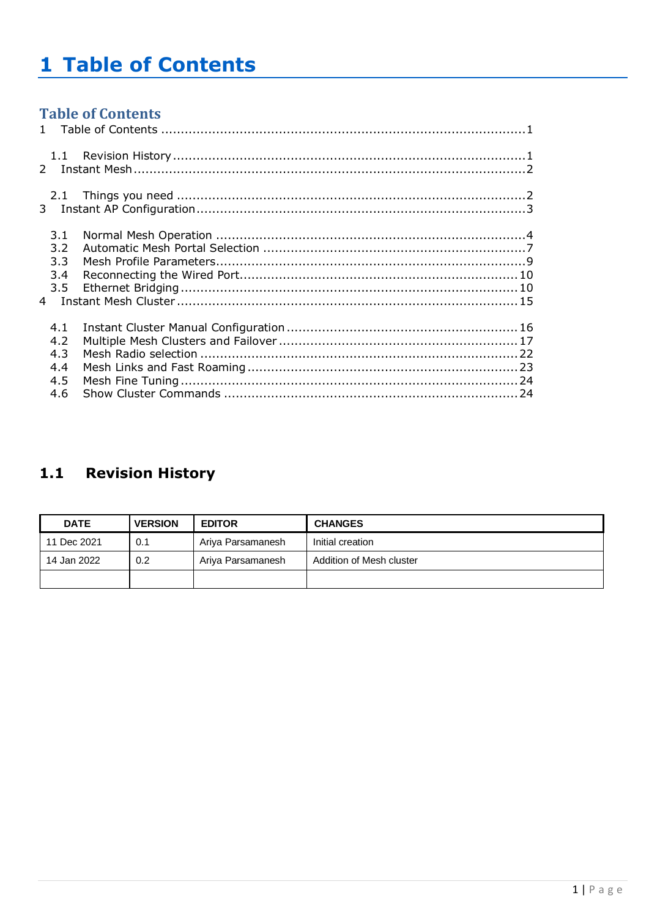# 1 Table of Contents

## Table of Contents

1 Table of Contents ............................................................................................1

  1.1 Revision History ........................................................................................1

2 Instant Mesh ....................................................................................................2

  2.1 Things you need ........................................................................................2

3 Instant AP Configuration ...................................................................................3

  3.1 Normal Mesh Operation .............................................................................4

  3.2 Automatic Mesh Portal Selection .................................................................7

  3.3 Mesh Profile Parameters.............................................................................9

  3.4 Reconnecting the Wired Port.....................................................................10

  3.5 Ethernet Bridging ....................................................................................10

4 Instant Mesh Cluster .....................................................................................15

  4.1 Instant Cluster Manual Configuration ..........................................................16

  4.2 Multiple Mesh Clusters and Failover ............................................................17

  4.3 Mesh Radio selection ................................................................................22

  4.4 Mesh Links and Fast Roaming ....................................................................23

  4.5 Mesh Fine Tuning .....................................................................................24

  4.6 Show Cluster Commands ..........................................................................24

## 1.1 Revision History

| DATE | VERSION | EDITOR | CHANGES |
|---|---|---|---|
| 11 Dec 2021 | 0.1 | Ariya Parsamanesh | Initial creation |
| 14 Jan 2022 | 0.2 | Ariya Parsamanesh | Addition of Mesh cluster |
| | | | |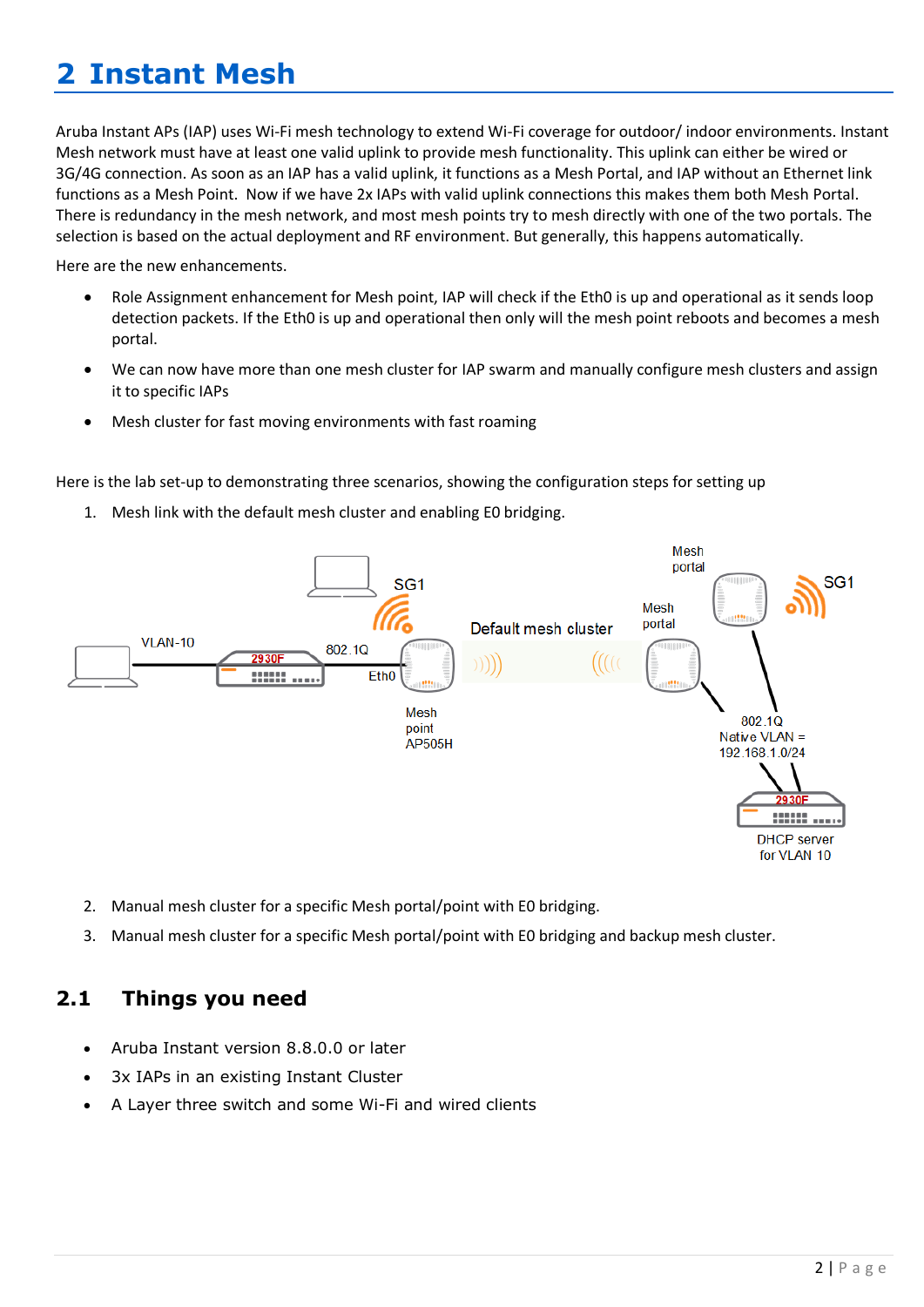# 2 Instant Mesh

Aruba Instant APs (IAP) uses Wi-Fi mesh technology to extend Wi-Fi coverage for outdoor/ indoor environments. Instant Mesh network must have at least one valid uplink to provide mesh functionality. This uplink can either be wired or 3G/4G connection. As soon as an IAP has a valid uplink, it functions as a Mesh Portal, and IAP without an Ethernet link functions as a Mesh Point. Now if we have 2x IAPs with valid uplink connections this makes them both Mesh Portal. There is redundancy in the mesh network, and most mesh points try to mesh directly with one of the two portals. The selection is based on the actual deployment and RF environment. But generally, this happens automatically.

Here are the new enhancements.

- Role Assignment enhancement for Mesh point, IAP will check if the Eth0 is up and operational as it sends loop detection packets. If the Eth0 is up and operational then only will the mesh point reboots and becomes a mesh portal.
- We can now have more than one mesh cluster for IAP swarm and manually configure mesh clusters and assign it to specific IAPs
- Mesh cluster for fast moving environments with fast roaming

Here is the lab set-up to demonstrating three scenarios, showing the configuration steps for setting up

1. Mesh link with the default mesh cluster and enabling E0 bridging.

2. Manual mesh cluster for a specific Mesh portal/point with E0 bridging.
3. Manual mesh cluster for a specific Mesh portal/point with E0 bridging and backup mesh cluster.

## 2.1 Things you need

- Aruba Instant version 8.8.0.0 or later
- 3x IAPs in an existing Instant Cluster
- A Layer three switch and some Wi-Fi and wired clients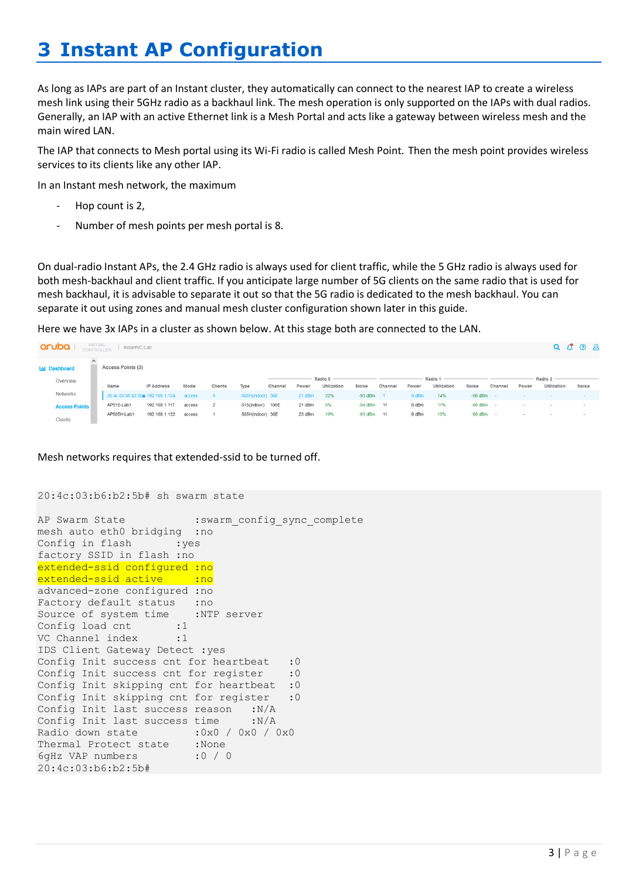# 3 Instant AP Configuration

As long as IAPs are part of an Instant cluster, they automatically can connect to the nearest IAP to create a wireless mesh link using their 5GHz radio as a backhaul link. The mesh operation is only supported on the IAPs with dual radios. Generally, an IAP with an active Ethernet link is a Mesh Portal and acts like a gateway between wireless mesh and the main wired LAN.

The IAP that connects to Mesh portal using its Wi-Fi radio is called Mesh Point. Then the mesh point provides wireless services to its clients like any other IAP.

In an Instant mesh network, the maximum

- Hop count is 2,
- Number of mesh points per mesh portal is 8.

On dual-radio Instant APs, the 2.4 GHz radio is always used for client traffic, while the 5 GHz radio is always used for both mesh-backhaul and client traffic. If you anticipate large number of 5G clients on the same radio that is used for mesh backhaul, it is advisable to separate it out so that the 5G radio is dedicated to the mesh backhaul. You can separate it out using zones and manual mesh cluster configuration shown later in this guide.

Here we have 3x IAPs in a cluster as shown below. At this stage both are connected to the LAN.

Access Points (3)

| Name | IP Address | Mode | Clients | Type | Radio 0 Channel | Radio 0 Power | Radio 0 Utilization | Radio 0 Noise | Radio 1 Channel | Radio 1 Power | Radio 1 Utilization | Radio 1 Noise | Radio 2 Channel | Radio 2 Power | Radio 2 Utilization | Radio 2 Noise |
|---|---|---|---|---|---|---|---|---|---|---|---|---|---|---|---|---|
| 20:4c:03:b6:b2:5b★ | 192.168.1.124 | access | 5 | 505H(indoor) | 36E | 21 dBm | 22% | -93 dBm | 1 | 9 dBm | 14% | -96 dBm | - | - | - | - |
| AP515-Lab1 | 192.168.1.117 | access | 2 | 515(indoor) | 100E | 21 dBm | 6% | -94 dBm | 11 | 9 dBm | 11% | -96 dBm | - | - | - | - |
| AP505H-Lab1 | 192.168.1.122 | access | 1 | 505H(indoor) | 36E | 23 dBm | 19% | -93 dBm | 11 | 9 dBm | 15% | -96 dBm | - | - | - | - |

Mesh networks requires that extended-ssid to be turned off.

```
20:4c:03:b6:b2:5b# sh swarm state

AP Swarm State             :swarm_config_sync_complete
mesh auto eth0 bridging  :no
Config in flash          :yes
factory SSID in flash :no
extended-ssid configured :no
extended-ssid active      :no
advanced-zone configured :no
Factory default status    :no
Source of system time     :NTP server
Config load cnt          :1
VC Channel index         :1
IDS Client Gateway Detect :yes
Config Init success cnt for heartbeat    :0
Config Init success cnt for register     :0
Config Init skipping cnt for heartbeat   :0
Config Init skipping cnt for register    :0
Config Init last success reason      :N/A
Config Init last success time        :N/A
Radio down state            :0x0 / 0x0 / 0x0
Thermal Protect state       :None
6gHz VAP numbers            :0 / 0
20:4c:03:b6:b2:5b#
```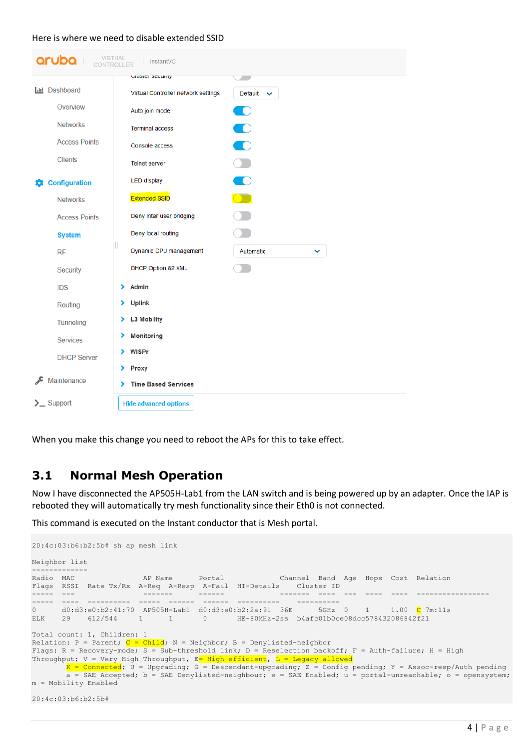Here is where we need to disable extended SSID

When you make this change you need to reboot the APs for this to take effect.

## 3.1 Normal Mesh Operation

Now I have disconnected the AP505H-Lab1 from the LAN switch and is being powered up by an adapter. Once the IAP is rebooted they will automatically try mesh functionality since their Eth0 is not connected.

This command is executed on the Instant conductor that is Mesh portal.

```
20:4c:03:b6:b2:5b# sh ap mesh link

Neighbor list
-------------
Radio  MAC                AP Name      Portal             Channel  Band  Age  Hops  Cost  Relation
Flags  RSSI  Rate Tx/Rx  A-Req  A-Resp  A-Fail  HT-Details    Cluster ID
-----  ---                -------      ------             -------  ----  ---  ----  ----  -----------------
-----  ----  -----------  -----  ------  ------  ----------  ----------
0      d0:d3:e0:b2:41:70  AP505H-Lab1  d0:d3:e0:b2:2a:91  36E      5GHz  0    1     1.00  C  7m:11s
ELK    29    612/544      1      1       0       HE-80MHz-2ss  b4afc01b0ce08dcc578432086842f21

Total count: 1, Children: 1
Relation: P = Parent; C = Child; N = Neighbor; B = Denylisted-neighbor
Flags: R = Recovery-mode; S = Sub-threshold link; D = Reselection backoff; F = Auth-failure; H = High
Throughput; V = Very High Throughput, E= High efficient, L = Legacy allowed
        K = Connected; U = Upgrading; G = Descendant-upgrading; Z = Config pending; Y = Assoc-resp/Auth pending
        a = SAE Accepted; b = SAE Denylisted-neighbour; e = SAE Enabled; u = portal-unreachable; o = opensystem;
m = Mobility Enabled

20:4c:03:b6:b2:5b#
```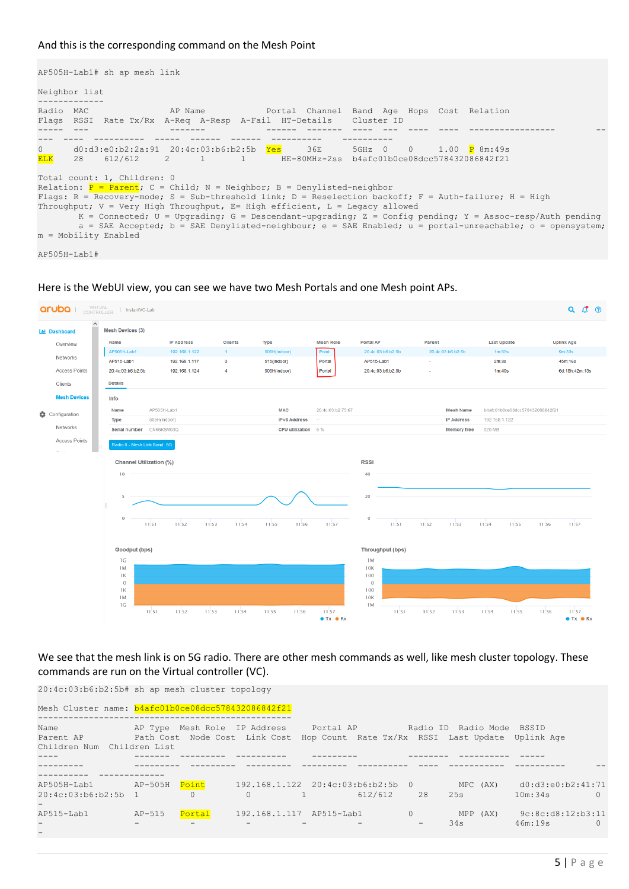And this is the corresponding command on the Mesh Point

```
AP505H-Lab1# sh ap mesh link

Neighbor list
-------------
Radio  MAC                AP Name            Portal  Channel  Band  Age  Hops  Cost  Relation
Flags  RSSI  Rate Tx/Rx   A-Req  A-Resp  A-Fail  HT-Details  Cluster ID
-----  ---                -------            ------  -------  ----  ---  ----  ----  -----------------  --
---  ----  ----------  -----  ------  ------  ----------  ----------
0      d0:d3:e0:b2:2a:91  20:4c:03:b6:b2:5b  Yes     36E      5GHz  0    0     1.00  P 8m:49s
ELK    28    612/612      2      1       1       HE-80MHz-2ss  b4afc01b0ce08dcc578432086842f21

Total count: 1, Children: 0
Relation: P = Parent; C = Child; N = Neighbor; B = Denylisted-neighbor
Flags: R = Recovery-mode; S = Sub-threshold link; D = Reselection backoff; F = Auth-failure; H = High
Throughput; V = Very High Throughput, E= High efficient, L = Legacy allowed
        K = Connected; U = Upgrading; G = Descendant-upgrading; Z = Config pending; Y = Assoc-resp/Auth pending
        a = SAE Accepted; b = SAE Denylisted-neighbour; e = SAE Enabled; u = portal-unreachable; o = opensystem;
m = Mobility Enabled

AP505H-Lab1#
```

Here is the WebUI view, you can see we have two Mesh Portals and one Mesh point APs.

We see that the mesh link is on 5G radio. There are other mesh commands as well, like mesh cluster topology. These commands are run on the Virtual controller (VC).

```
20:4c:03:b6:b2:5b# sh ap mesh cluster topology

Mesh Cluster name: b4afc01b0ce08dcc578432086842f21
-------------------------------------------------------
Name                  AP Type  Mesh Role  IP Address     Portal AP           Radio ID  Radio Mode  BSSID
Parent AP             Path Cost  Node Cost  Link Cost  Hop Count  Rate Tx/Rx  RSSI  Last Update  Uplink Age
Children Num  Children List
----                  -------  ---------  ----------     ---------           --------  ----------  -----
---------             ---------  ---------  ---------  ---------  ----------  ----  -----------  ----------  --
----------  -------------
AP505H-Lab1           AP-505H  Point      192.168.1.122  20:4c:03:b6:b2:5b   0         MPC (AX)    d0:d3:e0:b2:41:71
20:4c:03:b6:b2:5b     1          0          1          612/612    28    25s         10m:34s     0
-
AP515-Lab1            AP-515   Portal     192.168.1.117  AP515-Lab1          0         MPP (AX)    9c:8c:d8:12:b3:11
-                     -          -          -          -          -     34s         46m:19s     0
-
```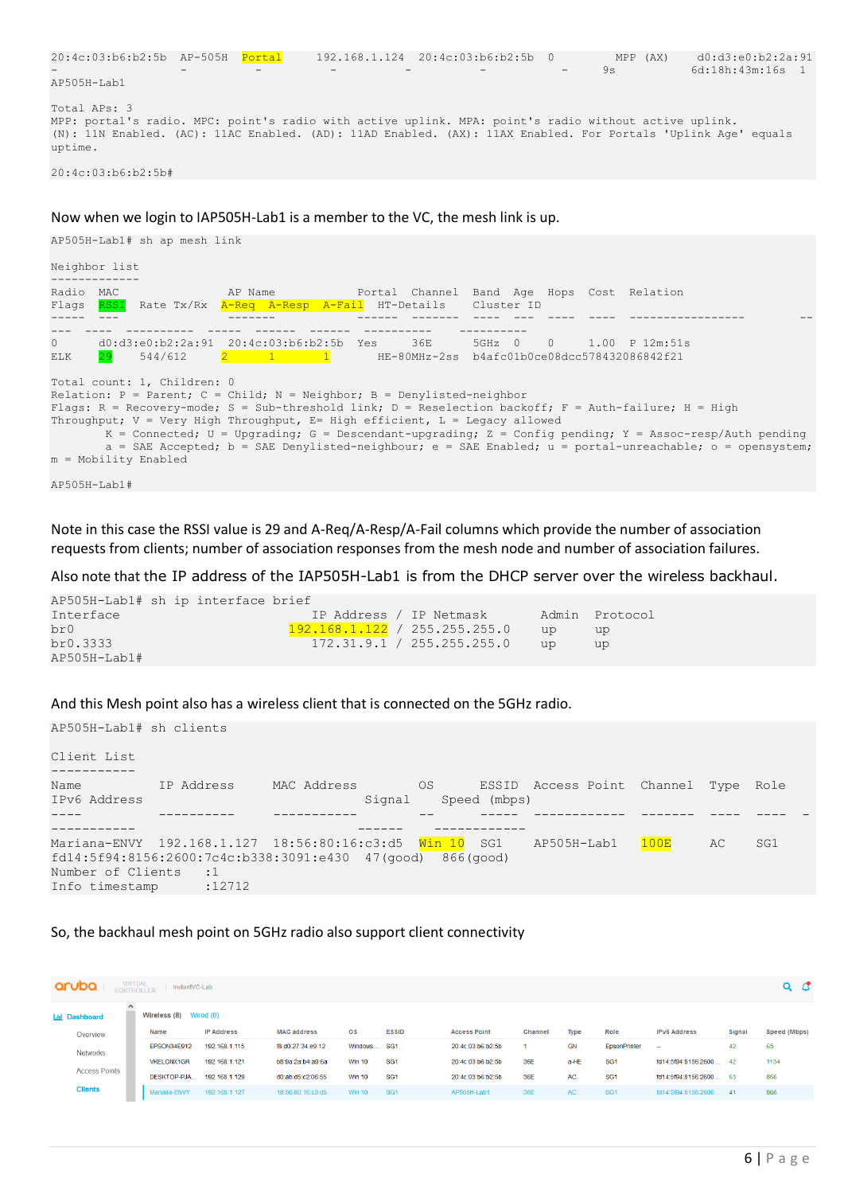```
20:4c:03:b6:b2:5b  AP-505H  Portal     192.168.1.124  20:4c:03:b6:b2:5b  0         MPP (AX)     d0:d3:e0:b2:2a:91
-                  -        -          -              -                  -         -       9s          6d:18h:43m:16s  1
AP505H-Lab1

Total APs: 3
MPP: portal's radio. MPC: point's radio with active uplink. MPA: point's radio without active uplink.
(N): 11N Enabled. (AC): 11AC Enabled. (AD): 11AD Enabled. (AX): 11AX Enabled. For Portals 'Uplink Age' equals
uptime.

20:4c:03:b6:b2:5b#
```

Now when we login to IAP505H-Lab1 is a member to the VC, the mesh link is up.

```
AP505H-Lab1# sh ap mesh link

Neighbor list
-------------
Radio  MAC                AP Name            Portal  Channel  Band  Age  Hops  Cost  Relation
Flags  RSSI  Rate Tx/Rx  A-Req  A-Resp  A-Fail  HT-Details   Cluster ID
-----  ---               -------            ------  -------  ----  ---  ----  ----  -----------------          --
---  ----  ----------  -----  ------  ------  ----------   ----------
0      d0:d3:e0:b2:2a:91  20:4c:03:b6:b2:5b  Yes     36E      5GHz  0    0     1.00  P 12m:51s
ELK    29    544/612     2      1       1       HE-80MHz-2ss  b4afc01b0ce08dcc578432086842f21

Total count: 1, Children: 0
Relation: P = Parent; C = Child; N = Neighbor; B = Denylisted-neighbor
Flags: R = Recovery-mode; S = Sub-threshold link; D = Reselection backoff; F = Auth-failure; H = High
Throughput; V = Very High Throughput, E= High efficient, L = Legacy allowed
        K = Connected; U = Upgrading; G = Descendant-upgrading; Z = Config pending; Y = Assoc-resp/Auth pending
        a = SAE Accepted; b = SAE Denylisted-neighbour; e = SAE Enabled; u = portal-unreachable; o = opensystem;
m = Mobility Enabled

AP505H-Lab1#
```

Note in this case the RSSI value is 29 and A-Req/A-Resp/A-Fail columns which provide the number of association requests from clients; number of association responses from the mesh node and number of association failures.

Also note that the IP address of the IAP505H-Lab1 is from the DHCP server over the wireless backhaul.

```
AP505H-Lab1# sh ip interface brief
Interface                IP Address / IP Netmask       Admin   Protocol
br0                     192.168.1.122 / 255.255.255.0    up      up
br0.3333                   172.31.9.1 / 255.255.255.0    up      up
AP505H-Lab1#
```

And this Mesh point also has a wireless client that is connected on the 5GHz radio.

```
AP505H-Lab1# sh clients

Client List
-----------
Name          IP Address     MAC Address        OS      ESSID  Access Point  Channel  Type  Role
IPv6 Address                              Signal    Speed (mbps)
----          ----------     -----------        --      -----  ------------  -------  ----  ----  -
------------                              ------    ------------
Mariana-ENVY  192.168.1.127  18:56:80:16:c3:d5  Win 10  SG1    AP505H-Lab1   100E     AC    SG1
fd14:5f94:8156:2600:7c4c:b338:3091:e430  47(good)  866(good)
Number of Clients   :1
Info timestamp      :12712
```

So, the backhaul mesh point on 5GHz radio also support client connectivity

aruba | VIRTUAL CONTROLLER | InstantVC-Lab

Dashboard: Overview, Networks, Access Points, Clients

Wireless (8)   Wired (0)

| Name | IP Address | MAC address | OS | ESSID | Access Point | Channel | Type | Role | IPv6 Address | Signal | Speed (Mbps) |
|---|---|---|---|---|---|---|---|---|---|---|---|
| EPSON34E912 | 192.168.1.115 | f8:d0:27:34:e9:12 | Windows... | SG1 | 20:4c:03:b6:b2:5b | 1 | GN | EpsonPrinter | -- | 42 | 65 |
| YKELONX1GR | 192.168.1.121 | b8:9a:2a:b4:a9:6a | Win 10 | SG1 | 20:4c:03:b6:b2:5b | 36E | a-HE | SG1 | fd14:5f94:8156:2600... | 42 | 1134 |
| DESKTOP-PJA... | 192.168.1.129 | d0:ab:d5:c2:06:55 | Win 10 | SG1 | 20:4c:03:b6:b2:5b | 36E | AC | SG1 | fd14:5f94:8156:2600... | 63 | 866 |
| Mariana-ENVY | 192.168.1.127 | 18:56:80:16:c3:d5 | Win 10 | SG1 | AP505H-Lab1 | 36E | AC | SG1 | fd14:5f94:8156:2600... | 41 | 866 |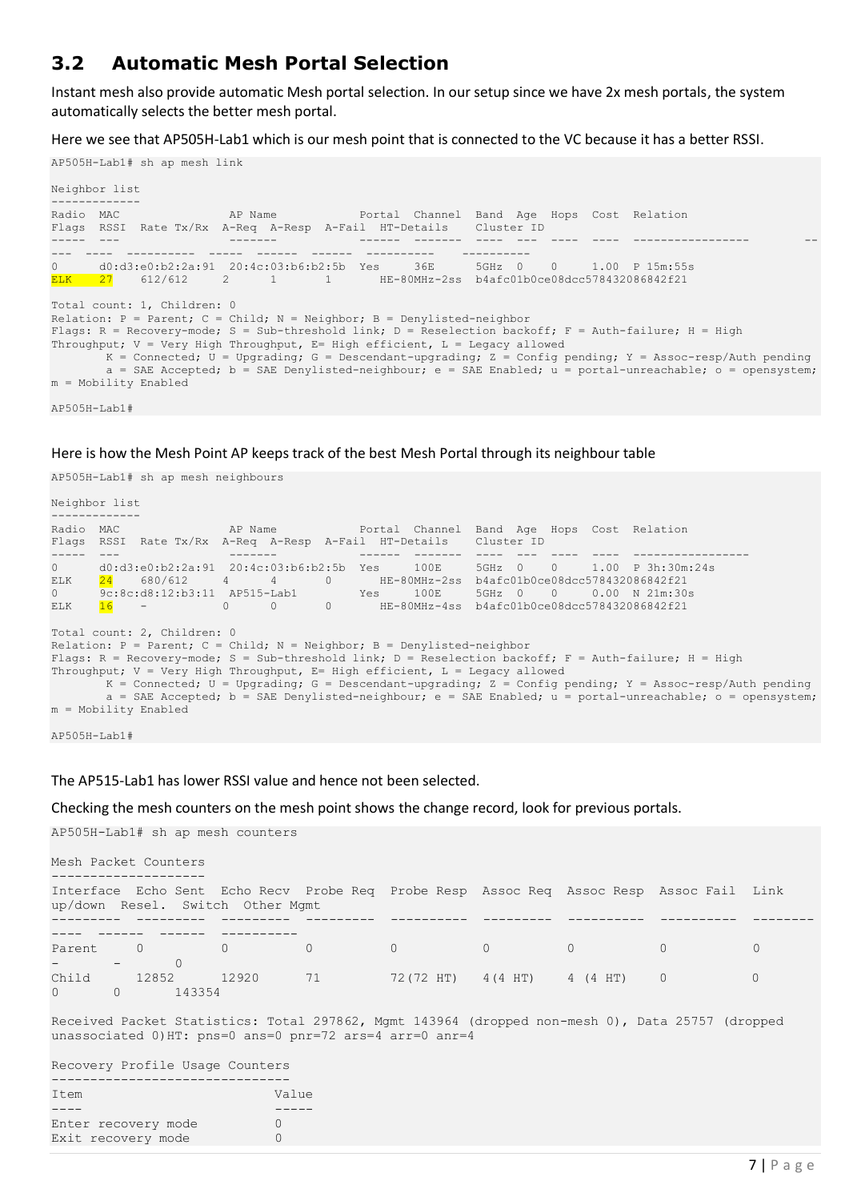## 3.2 Automatic Mesh Portal Selection

Instant mesh also provide automatic Mesh portal selection. In our setup since we have 2x mesh portals, the system automatically selects the better mesh portal.

Here we see that AP505H-Lab1 which is our mesh point that is connected to the VC because it has a better RSSI.

```
AP505H-Lab1# sh ap mesh link

Neighbor list
-------------
Radio  MAC                AP Name            Portal  Channel  Band  Age  Hops  Cost  Relation
Flags  RSSI  Rate Tx/Rx  A-Req  A-Resp  A-Fail  HT-Details    Cluster ID
-----  ---                -------            ------  -------  ----  ---  ----  ----  -----------------         --
---  ----  ----------  -----  ------  ------  ----------    ----------
0      d0:d3:e0:b2:2a:91  20:4c:03:b6:b2:5b  Yes     36E      5GHz  0    0     1.00  P 15m:55s
ELK    27    612/612     2      1       1       HE-80MHz-2ss  b4afc01b0ce08dcc578432086842f21

Total count: 1, Children: 0
Relation: P = Parent; C = Child; N = Neighbor; B = Denylisted-neighbor
Flags: R = Recovery-mode; S = Sub-threshold link; D = Reselection backoff; F = Auth-failure; H = High
Throughput; V = Very High Throughput, E= High efficient, L = Legacy allowed
        K = Connected; U = Upgrading; G = Descendant-upgrading; Z = Config pending; Y = Assoc-resp/Auth pending
        a = SAE Accepted; b = SAE Denylisted-neighbour; e = SAE Enabled; u = portal-unreachable; o = opensystem;
m = Mobility Enabled

AP505H-Lab1#
```

Here is how the Mesh Point AP keeps track of the best Mesh Portal through its neighbour table

```
AP505H-Lab1# sh ap mesh neighbours

Neighbor list
-------------
Radio  MAC                AP Name            Portal  Channel  Band  Age  Hops  Cost  Relation
Flags  RSSI  Rate Tx/Rx  A-Req  A-Resp  A-Fail  HT-Details    Cluster ID
-----  ---                -------            ------  -------  ----  ---  ----  ----  -----------------
0      d0:d3:e0:b2:2a:91  20:4c:03:b6:b2:5b  Yes     100E     5GHz  0    0     1.00  P 3h:30m:24s
ELK    24    680/612     4      4       0       HE-80MHz-2ss  b4afc01b0ce08dcc578432086842f21
0      9c:8c:d8:12:b3:11  AP515-Lab1         Yes     100E     5GHz  0    0     0.00  N 21m:30s
ELK    16    -           0      0       0       HE-80MHz-4ss  b4afc01b0ce08dcc578432086842f21

Total count: 2, Children: 0
Relation: P = Parent; C = Child; N = Neighbor; B = Denylisted-neighbor
Flags: R = Recovery-mode; S = Sub-threshold link; D = Reselection backoff; F = Auth-failure; H = High
Throughput; V = Very High Throughput, E= High efficient, L = Legacy allowed
        K = Connected; U = Upgrading; G = Descendant-upgrading; Z = Config pending; Y = Assoc-resp/Auth pending
        a = SAE Accepted; b = SAE Denylisted-neighbour; e = SAE Enabled; u = portal-unreachable; o = opensystem;
m = Mobility Enabled

AP505H-Lab1#
```

The AP515-Lab1 has lower RSSI value and hence not been selected.

Checking the mesh counters on the mesh point shows the change record, look for previous portals.

```
AP505H-Lab1# sh ap mesh counters

Mesh Packet Counters
--------------------
Interface  Echo Sent  Echo Recv  Probe Req  Probe Resp  Assoc Req  Assoc Resp  Assoc Fail  Link
up/down  Resel.  Switch  Other Mgmt
---------  ---------  ---------  ---------  ----------  ---------  ----------  ----------  --------
----  ------  ------  ----------
Parent     0          0          0          0           0          0           0           0
-       -       0
Child      12852      12920      71         72(72 HT)   4(4 HT)    4 (4 HT)    0           0
0       0       143354

Received Packet Statistics: Total 297862, Mgmt 143964 (dropped non-mesh 0), Data 25757 (dropped
unassociated 0)HT: pns=0 ans=0 pnr=72 ars=4 arr=0 anr=4

Recovery Profile Usage Counters
-------------------------------
Item                         Value
----                         -----
Enter recovery mode          0
Exit recovery mode           0
```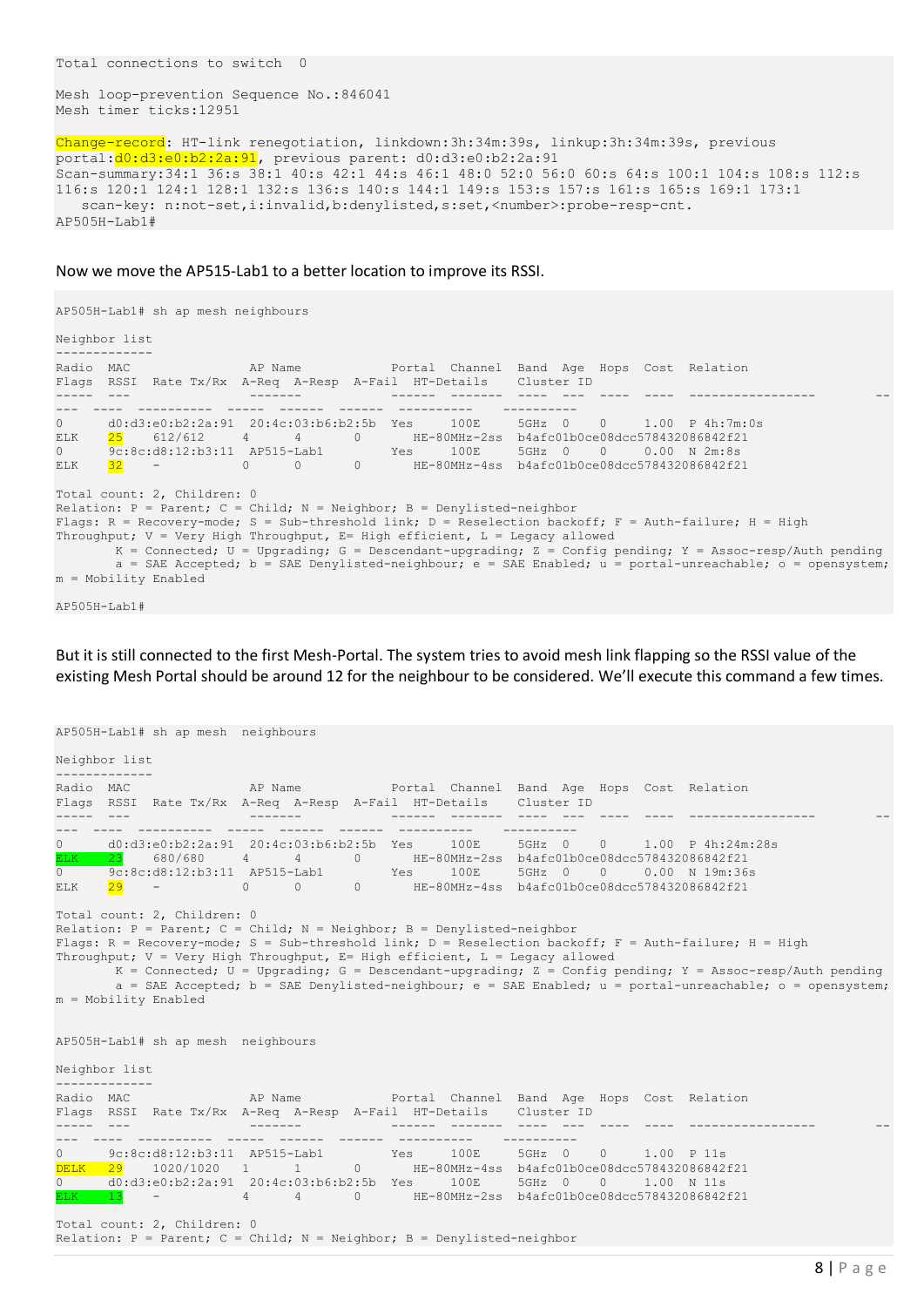```
Total connections to switch  0

Mesh loop-prevention Sequence No.:846041
Mesh timer ticks:12951

Change-record: HT-link renegotiation, linkdown:3h:34m:39s, linkup:3h:34m:39s, previous
portal:d0:d3:e0:b2:2a:91, previous parent: d0:d3:e0:b2:2a:91
Scan-summary:34:1 36:s 38:1 40:s 42:1 44:s 46:1 48:0 52:0 56:0 60:s 64:s 100:1 104:s 108:s 112:s
116:s 120:1 124:1 128:1 132:s 136:s 140:s 144:1 149:s 153:s 157:s 161:s 165:s 169:1 173:1
   scan-key: n:not-set,i:invalid,b:denylisted,s:set,<number>:probe-resp-cnt.
AP505H-Lab1#
```

Now we move the AP515-Lab1 to a better location to improve its RSSI.

```
AP505H-Lab1# sh ap mesh neighbours

Neighbor list
-------------
Radio  MAC                AP Name            Portal  Channel  Band  Age  Hops  Cost  Relation
Flags  RSSI  Rate Tx/Rx  A-Req  A-Resp  A-Fail  HT-Details    Cluster ID
-----  ---                -------            ------  -------  ----  ---  ----  ----  -----------------        --
---  ----  ----------  -----  ------  ------  ----------    ----------
0      d0:d3:e0:b2:2a:91  20:4c:03:b6:b2:5b  Yes     100E     5GHz  0    0     1.00  P 4h:7m:0s
ELK    25    612/612     4      4       0       HE-80MHz-2ss  b4afc01b0ce08dcc578432086842f21
0      9c:8c:d8:12:b3:11  AP515-Lab1         Yes     100E     5GHz  0    0     0.00  N 2m:8s
ELK    32    -           0      0       0       HE-80MHz-4ss  b4afc01b0ce08dcc578432086842f21

Total count: 2, Children: 0
Relation: P = Parent; C = Child; N = Neighbor; B = Denylisted-neighbor
Flags: R = Recovery-mode; S = Sub-threshold link; D = Reselection backoff; F = Auth-failure; H = High
Throughput; V = Very High Throughput, E= High efficient, L = Legacy allowed
        K = Connected; U = Upgrading; G = Descendant-upgrading; Z = Config pending; Y = Assoc-resp/Auth pending
        a = SAE Accepted; b = SAE Denylisted-neighbour; e = SAE Enabled; u = portal-unreachable; o = opensystem;
m = Mobility Enabled

AP505H-Lab1#
```

But it is still connected to the first Mesh-Portal. The system tries to avoid mesh link flapping so the RSSI value of the existing Mesh Portal should be around 12 for the neighbour to be considered. We'll execute this command a few times.

```
AP505H-Lab1# sh ap mesh  neighbours

Neighbor list
-------------
Radio  MAC                AP Name            Portal  Channel  Band  Age  Hops  Cost  Relation
Flags  RSSI  Rate Tx/Rx  A-Req  A-Resp  A-Fail  HT-Details    Cluster ID
-----  ---                -------            ------  -------  ----  ---  ----  ----  -----------------        --
---  ----  ----------  -----  ------  ------  ----------    ----------
0      d0:d3:e0:b2:2a:91  20:4c:03:b6:b2:5b  Yes     100E     5GHz  0    0     1.00  P 4h:24m:28s
ELK    23    680/680     4      4       0       HE-80MHz-2ss  b4afc01b0ce08dcc578432086842f21
0      9c:8c:d8:12:b3:11  AP515-Lab1         Yes     100E     5GHz  0    0     0.00  N 19m:36s
ELK    29    -           0      0       0       HE-80MHz-4ss  b4afc01b0ce08dcc578432086842f21

Total count: 2, Children: 0
Relation: P = Parent; C = Child; N = Neighbor; B = Denylisted-neighbor
Flags: R = Recovery-mode; S = Sub-threshold link; D = Reselection backoff; F = Auth-failure; H = High
Throughput; V = Very High Throughput, E= High efficient, L = Legacy allowed
        K = Connected; U = Upgrading; G = Descendant-upgrading; Z = Config pending; Y = Assoc-resp/Auth pending
        a = SAE Accepted; b = SAE Denylisted-neighbour; e = SAE Enabled; u = portal-unreachable; o = opensystem;
m = Mobility Enabled


AP505H-Lab1# sh ap mesh  neighbours

Neighbor list
-------------
Radio  MAC                AP Name            Portal  Channel  Band  Age  Hops  Cost  Relation
Flags  RSSI  Rate Tx/Rx  A-Req  A-Resp  A-Fail  HT-Details    Cluster ID
-----  ---                -------            ------  -------  ----  ---  ----  ----  -----------------        --
---  ----  ----------  -----  ------  ------  ----------    ----------
0      9c:8c:d8:12:b3:11  AP515-Lab1         Yes     100E     5GHz  0    0     1.00  P 11s
DELK   29    1020/1020   1      1       0       HE-80MHz-4ss  b4afc01b0ce08dcc578432086842f21
0      d0:d3:e0:b2:2a:91  20:4c:03:b6:b2:5b  Yes     100E     5GHz  0    0     1.00  N 11s
ELK    13    -           4      4       0       HE-80MHz-2ss  b4afc01b0ce08dcc578432086842f21

Total count: 2, Children: 0
Relation: P = Parent; C = Child; N = Neighbor; B = Denylisted-neighbor
```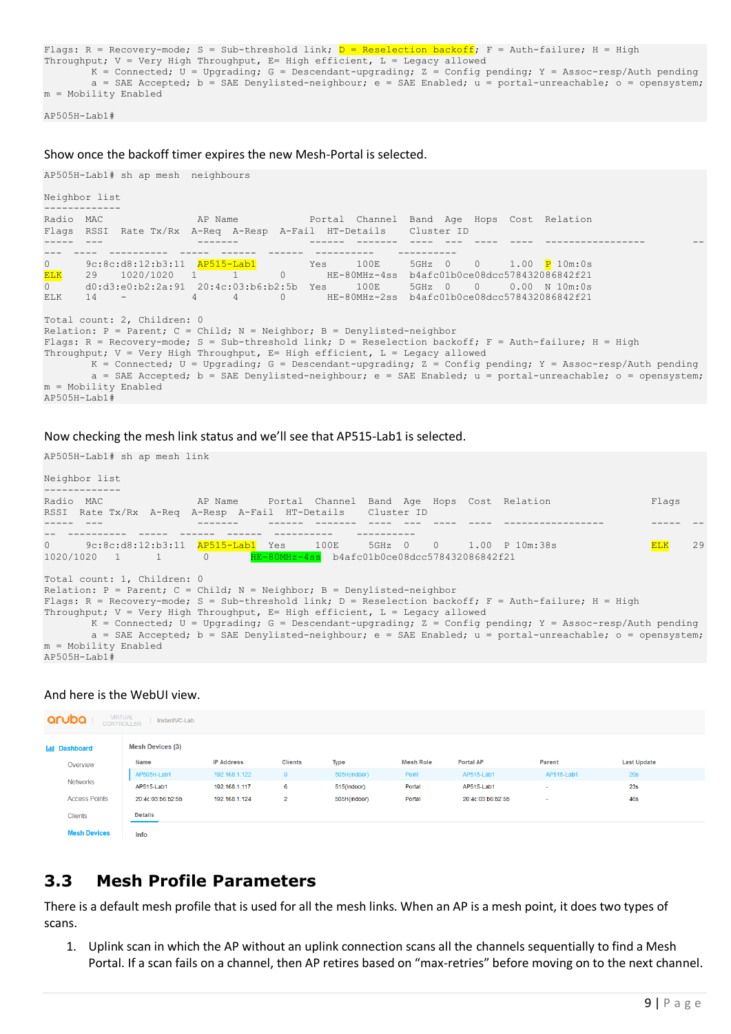```
Flags: R = Recovery-mode; S = Sub-threshold link; D = Reselection backoff; F = Auth-failure; H = High
Throughput; V = Very High Throughput, E= High efficient, L = Legacy allowed
        K = Connected; U = Upgrading; G = Descendant-upgrading; Z = Config pending; Y = Assoc-resp/Auth pending
        a = SAE Accepted; b = SAE Denylisted-neighbour; e = SAE Enabled; u = portal-unreachable; o = opensystem;
m = Mobility Enabled

AP505H-Lab1#
```

Show once the backoff timer expires the new Mesh-Portal is selected.

```
AP505H-Lab1# sh ap mesh  neighbours

Neighbor list
-------------
Radio  MAC               AP Name          Portal  Channel  Band  Age  Hops  Cost  Relation                  
Flags  RSSI  Rate Tx/Rx  A-Req  A-Resp  A-Fail  HT-Details   Cluster ID
-----  ---  ----------  -----  -------  ------  ------  --------  ----  ---  ----  ----  -----------------        --
---  ----  ----------  -----  ------  ------  ----------  ----------
0      9c:8c:d8:12:b3:11  AP515-Lab1         Yes     100E     5GHz  0     0     1.00  P 10m:0s
ELK    29    1020/1020   1      1       0       HE-80MHz-4ss  b4afc01b0ce08dcc578432086842f21
0      d0:d3:e0:b2:2a:91  20:4c:03:b6:b2:5b  Yes     100E     5GHz  0     0     0.00  N 10m:0s
ELK    14    -           4      4       0       HE-80MHz-2ss  b4afc01b0ce08dcc578432086842f21

Total count: 2, Children: 0
Relation: P = Parent; C = Child; N = Neighbor; B = Denylisted-neighbor
Flags: R = Recovery-mode; S = Sub-threshold link; D = Reselection backoff; F = Auth-failure; H = High
Throughput; V = Very High Throughput, E= High efficient, L = Legacy allowed
        K = Connected; U = Upgrading; G = Descendant-upgrading; Z = Config pending; Y = Assoc-resp/Auth pending
        a = SAE Accepted; b = SAE Denylisted-neighbour; e = SAE Enabled; u = portal-unreachable; o = opensystem;
m = Mobility Enabled
AP505H-Lab1#
```

Now checking the mesh link status and we'll see that AP515-Lab1 is selected.

```
AP505H-Lab1# sh ap mesh link

Neighbor list
-------------
Radio  MAC               AP Name     Portal  Channel  Band  Age  Hops  Cost  Relation                 Flags
RSSI  Rate Tx/Rx  A-Req  A-Resp  A-Fail  HT-Details    Cluster ID
-----  ---              -------      ------  -------  ----  ---  ----  ----  -----------------        -----  --
--  ----------  -----  ------  ------  ----------    ----------
0      9c:8c:d8:12:b3:11  AP515-Lab1  Yes     100E     5GHz  0     0     1.00  P 10m:38s                ELK    29
1020/1020   1      1       0       HE-80MHz-4ss  b4afc01b0ce08dcc578432086842f21

Total count: 1, Children: 0
Relation: P = Parent; C = Child; N = Neighbor; B = Denylisted-neighbor
Flags: R = Recovery-mode; S = Sub-threshold link; D = Reselection backoff; F = Auth-failure; H = High
Throughput; V = Very High Throughput, E= High efficient, L = Legacy allowed
        K = Connected; U = Upgrading; G = Descendant-upgrading; Z = Config pending; Y = Assoc-resp/Auth pending
        a = SAE Accepted; b = SAE Denylisted-neighbour; e = SAE Enabled; u = portal-unreachable; o = opensystem;
m = Mobility Enabled
AP505H-Lab1#
```

And here is the WebUI view.

aruba | VIRTUAL CONTROLLER | InstantVC-Lab

Dashboard
- Overview
- Networks
- Access Points
- Clients
- Mesh Devices

Mesh Devices (3)

| Name | IP Address | Clients | Type | Mesh Role | Portal AP | Parent | Last Update |
|---|---|---|---|---|---|---|---|
| AP505H-Lab1 | 192.168.1.122 | 0 | 505H(indoor) | Point | AP515-Lab1 | AP515-Lab1 | 20s |
| AP515-Lab1 | 192.168.1.117 | 6 | 515(indoor) | Portal | AP515-Lab1 | - | 23s |
| 20:4c:03:b6:b2:5b | 192.168.1.124 | 2 | 505H(indoor) | Portal | 20:4c:03:b6:b2:5b | - | 46s |

Details

Info

## 3.3 Mesh Profile Parameters

There is a default mesh profile that is used for all the mesh links. When an AP is a mesh point, it does two types of scans.

1. Uplink scan in which the AP without an uplink connection scans all the channels sequentially to find a Mesh Portal. If a scan fails on a channel, then AP retires based on "max-retries" before moving on to the next channel.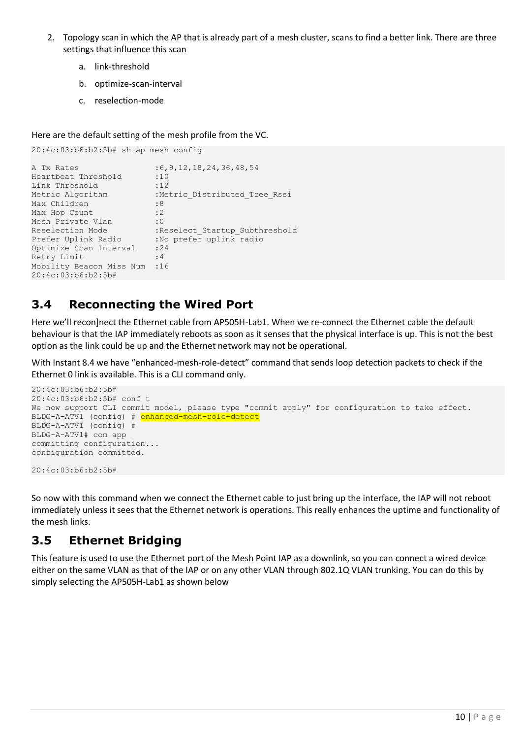2. Topology scan in which the AP that is already part of a mesh cluster, scans to find a better link. There are three settings that influence this scan
    a. link-threshold
    b. optimize-scan-interval
    c. reselection-mode

Here are the default setting of the mesh profile from the VC.

```
20:4c:03:b6:b2:5b# sh ap mesh config

A Tx Rates                :6,9,12,18,24,36,48,54
Heartbeat Threshold       :10
Link Threshold            :12
Metric Algorithm          :Metric_Distributed_Tree_Rssi
Max Children              :8
Max Hop Count             :2
Mesh Private Vlan         :0
Reselection Mode          :Reselect_Startup_Subthreshold
Prefer Uplink Radio       :No prefer uplink radio
Optimize Scan Interval    :24
Retry Limit               :4
Mobility Beacon Miss Num  :16
20:4c:03:b6:b2:5b#
```

## 3.4 Reconnecting the Wired Port

Here we'll recon]nect the Ethernet cable from AP505H-Lab1. When we re-connect the Ethernet cable the default behaviour is that the IAP immediately reboots as soon as it senses that the physical interface is up. This is not the best option as the link could be up and the Ethernet network may not be operational.

With Instant 8.4 we have "enhanced-mesh-role-detect" command that sends loop detection packets to check if the Ethernet 0 link is available. This is a CLI command only.

```
20:4c:03:b6:b2:5b#
20:4c:03:b6:b2:5b# conf t
We now support CLI commit model, please type "commit apply" for configuration to take effect.
BLDG-A-ATV1 (config) # enhanced-mesh-role-detect
BLDG-A-ATV1 (config) #
BLDG-A-ATV1# com app
committing configuration...
configuration committed.

20:4c:03:b6:b2:5b#
```

So now with this command when we connect the Ethernet cable to just bring up the interface, the IAP will not reboot immediately unless it sees that the Ethernet network is operations. This really enhances the uptime and functionality of the mesh links.

## 3.5 Ethernet Bridging

This feature is used to use the Ethernet port of the Mesh Point IAP as a downlink, so you can connect a wired device either on the same VLAN as that of the IAP or on any other VLAN through 802.1Q VLAN trunking. You can do this by simply selecting the AP505H-Lab1 as shown below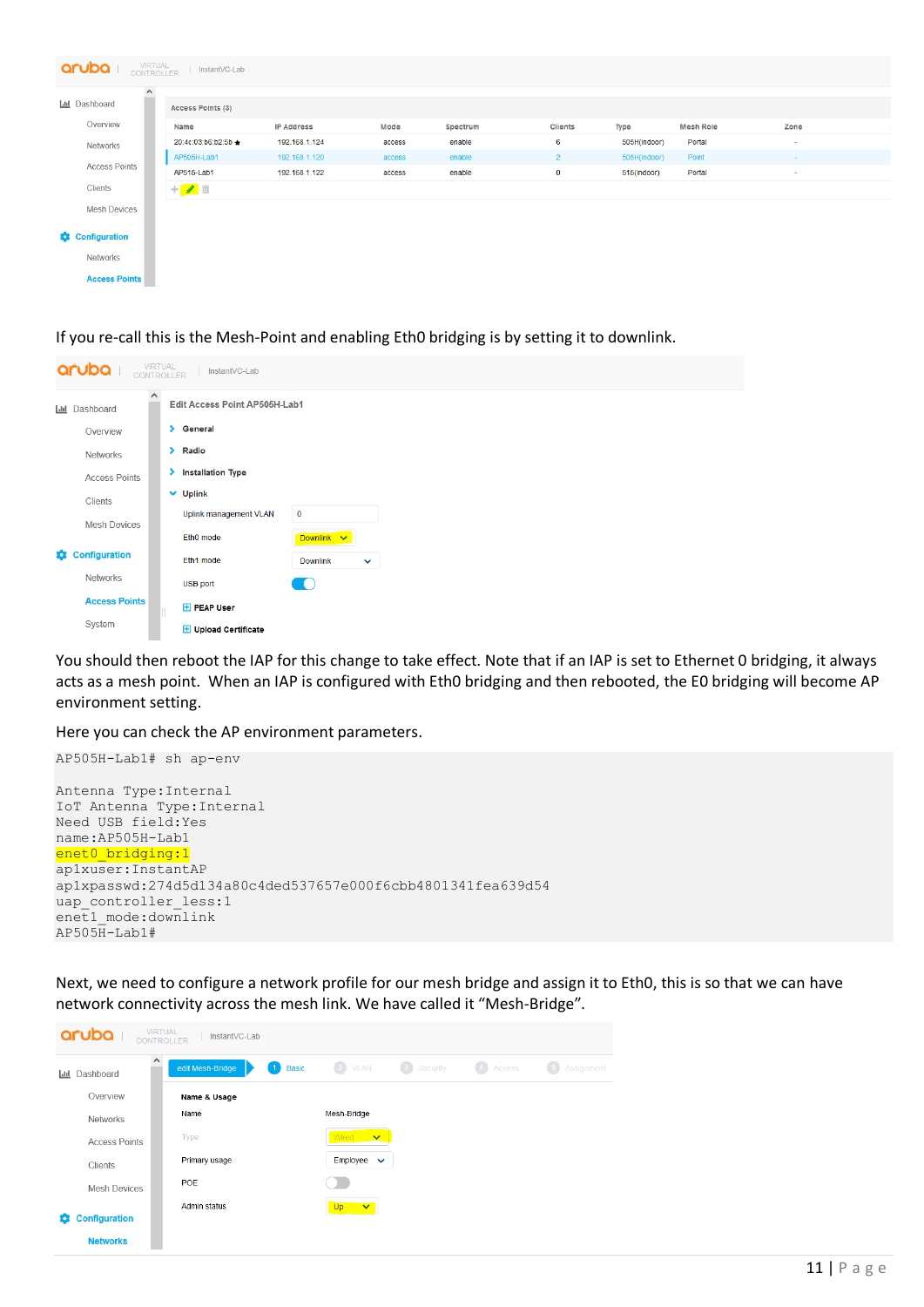If you re-call this is the Mesh-Point and enabling Eth0 bridging is by setting it to downlink.

You should then reboot the IAP for this change to take effect. Note that if an IAP is set to Ethernet 0 bridging, it always acts as a mesh point. When an IAP is configured with Eth0 bridging and then rebooted, the E0 bridging will become AP environment setting.

Here you can check the AP environment parameters.

```
AP505H-Lab1# sh ap-env

Antenna Type:Internal
IoT Antenna Type:Internal
Need USB field:Yes
name:AP505H-Lab1
enet0_bridging:1
aplxuser:InstantAP
aplxpasswd:274d5d134a80c4ded537657e000f6cbb4801341fea639d54
uap_controller_less:1
enet1_mode:downlink
AP505H-Lab1#
```

Next, we need to configure a network profile for our mesh bridge and assign it to Eth0, this is so that we can have network connectivity across the mesh link. We have called it "Mesh-Bridge".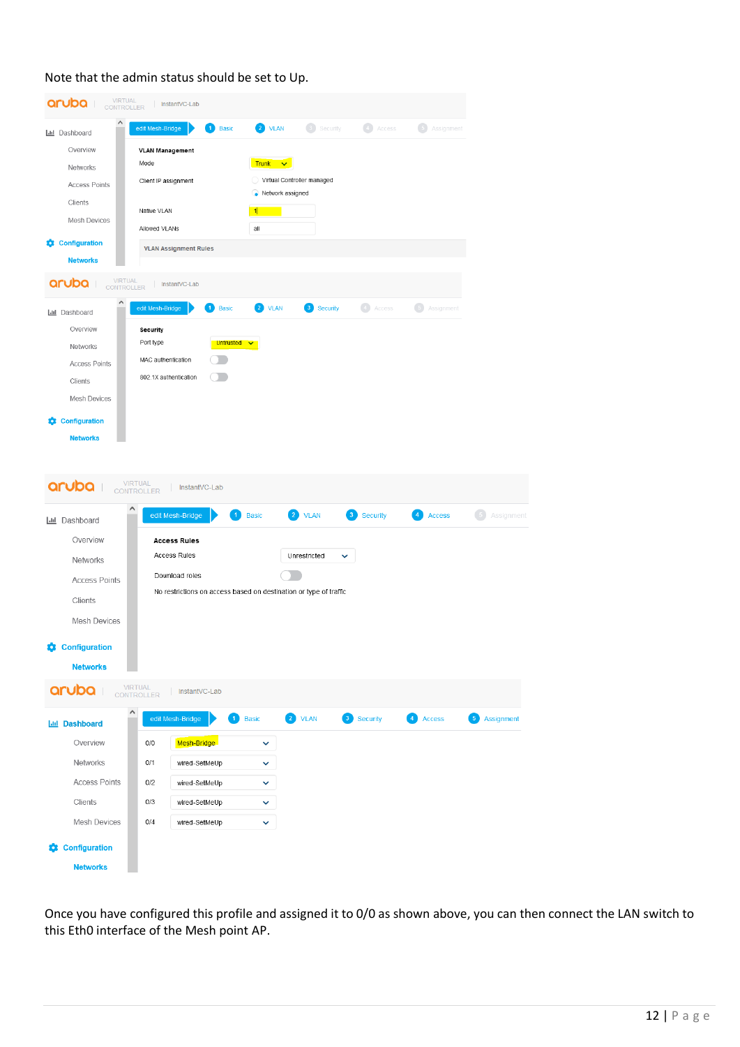Note that the admin status should be set to Up.

Once you have configured this profile and assigned it to 0/0 as shown above, you can then connect the LAN switch to this Eth0 interface of the Mesh point AP.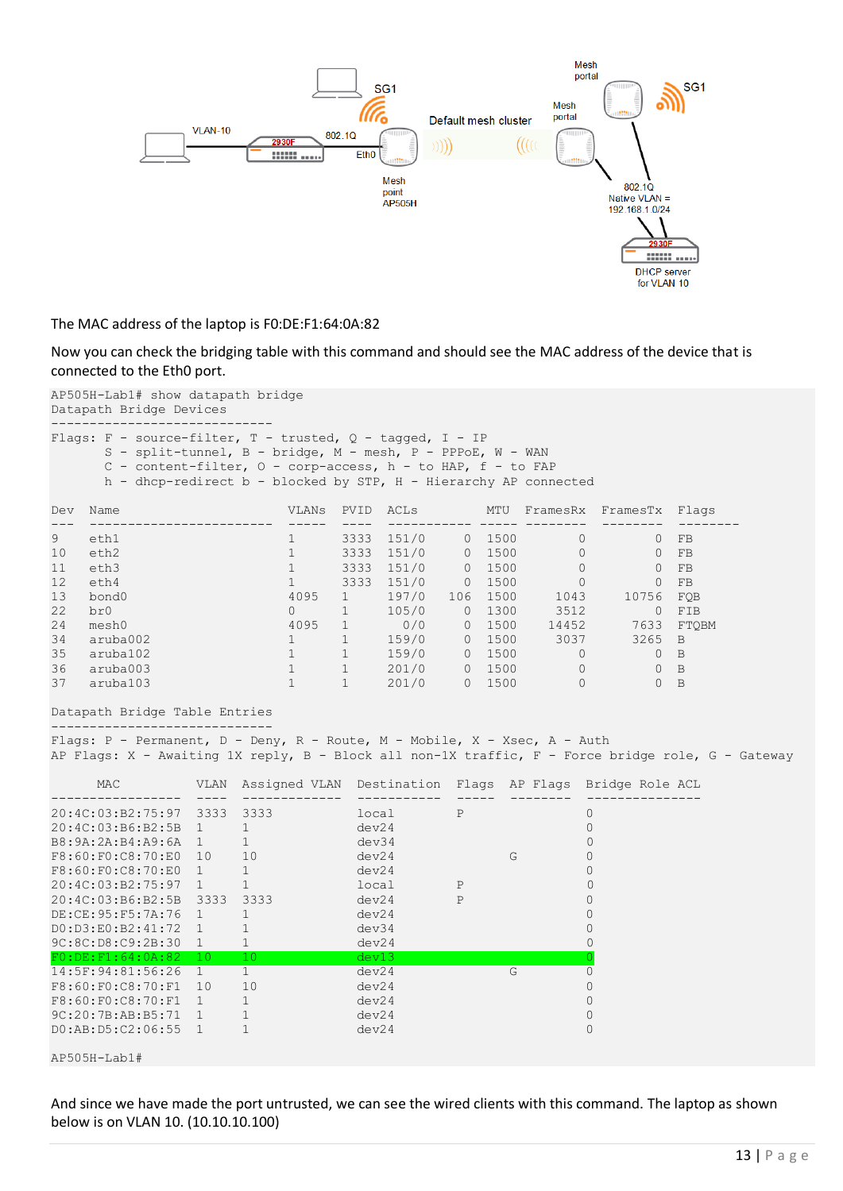The MAC address of the laptop is F0:DE:F1:64:0A:82

Now you can check the bridging table with this command and should see the MAC address of the device that is connected to the Eth0 port.

```
AP505H-Lab1# show datapath bridge
Datapath Bridge Devices
-----------------------------
Flags: F - source-filter, T - trusted, Q - tagged, I - IP
       S - split-tunnel, B - bridge, M - mesh, P - PPPoE, W - WAN
       C - content-filter, O - corp-access, h - to HAP, f - to FAP
       h - dhcp-redirect b - blocked by STP, H - Hierarchy AP connected

Dev  Name                      VLANs  PVID  ACLs          MTU  FramesRx  FramesTx  Flags
---  ------------------------  -----  ----  -----------  -----  --------  --------  --------
9    eth1                      1      3333  151/0      0  1500         0         0  FB
10   eth2                      1      3333  151/0      0  1500         0         0  FB
11   eth3                      1      3333  151/0      0  1500         0         0  FB
12   eth4                      1      3333  151/0      0  1500         0         0  FB
13   bond0                     4095   1     197/0    106  1500      1043     10756  FQB
22   br0                       0      1     105/0      0  1300      3512         0  FIB
24   mesh0                     4095   1       0/0      0  1500     14452      7633  FTQBM
34   aruba002                  1      1     159/0      0  1500      3037      3265  B
35   aruba102                  1      1     159/0      0  1500         0         0  B
36   aruba003                  1      1     201/0      0  1500         0         0  B
37   aruba103                  1      1     201/0      0  1500         0         0  B

Datapath Bridge Table Entries
-----------------------------
Flags: P - Permanent, D - Deny, R - Route, M - Mobile, X - Xsec, A - Auth
AP Flags: X - Awaiting 1X reply, B - Block all non-1X traffic, F - Force bridge role, G - Gateway

      MAC           VLAN  Assigned VLAN  Destination  Flags  AP Flags  Bridge Role ACL
-----------------  ----  -------------  -----------  -----  --------  ---------------
20:4C:03:B2:75:97  3333  3333           local        P                0
20:4C:03:B6:B2:5B  1     1              dev24                         0
B8:9A:2A:B4:A9:6A  1     1              dev34                         0
F8:60:F0:C8:70:E0  10    10             dev24               G         0
F8:60:F0:C8:70:E0  1     1              dev24                         0
20:4C:03:B2:75:97  1     1              local        P                0
20:4C:03:B6:B2:5B  3333  3333           dev24        P                0
DE:CE:95:F5:7A:76  1     1              dev24                         0
D0:D3:E0:B2:41:72  1     1              dev34                         0
9C:8C:D8:C9:2B:30  1     1              dev24                         0
F0:DE:F1:64:0A:82  10    10             dev13                         0
14:5F:94:81:56:26  1     1              dev24               G         0
F8:60:F0:C8:70:F1  10    10             dev24                         0
F8:60:F0:C8:70:F1  1     1              dev24                         0
9C:20:7B:AB:B5:71  1     1              dev24                         0
D0:AB:D5:C2:06:55  1     1              dev24                         0

AP505H-Lab1#
```

And since we have made the port untrusted, we can see the wired clients with this command. The laptop as shown below is on VLAN 10. (10.10.10.100)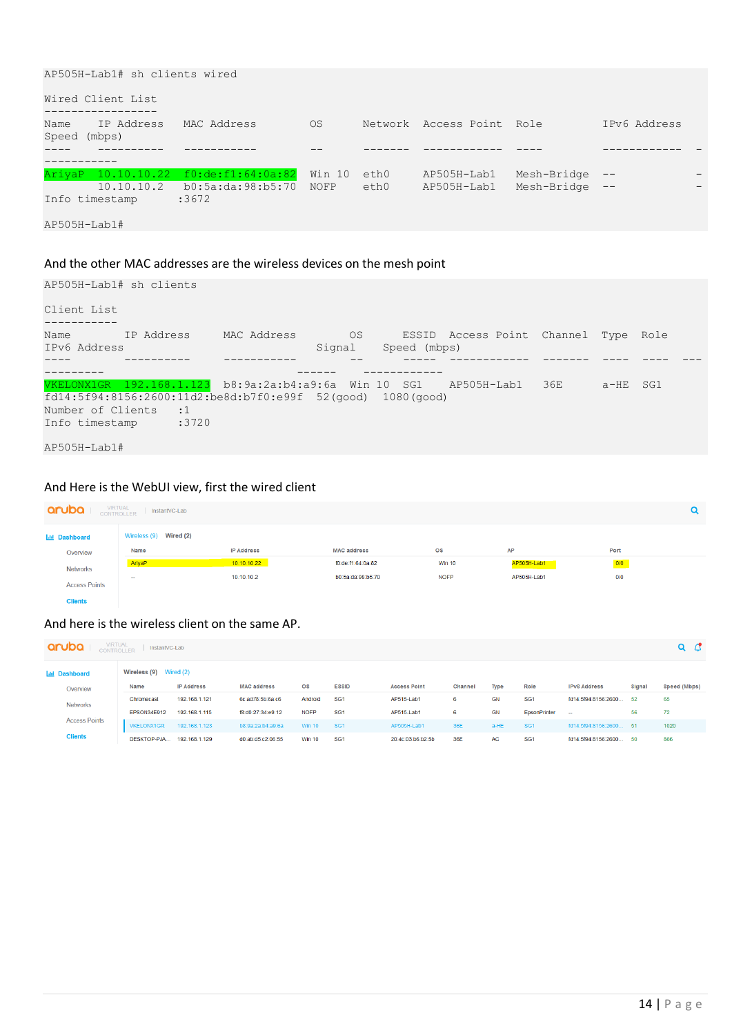```
AP505H-Lab1# sh clients wired

Wired Client List
-----------------
Name     IP Address   MAC Address        OS       Network  Access Point  Role          IPv6 Address
Speed (mbps)
----     ----------   -----------        --       -------  ------------  ----          ------------  -
-----------
AriyaP   10.10.10.22  f0:de:f1:64:0a:82  Win 10   eth0     AP505H-Lab1   Mesh-Bridge   --            -
         10.10.10.2   b0:5a:da:98:b5:70  NOFP     eth0     AP505H-Lab1   Mesh-Bridge   --            -
Info timestamp        :3672

AP505H-Lab1#
```

And the other MAC addresses are the wireless devices on the mesh point

```
AP505H-Lab1# sh clients

Client List
-----------
Name          IP Address      MAC Address        OS      ESSID  Access Point  Channel  Type  Role
IPv6 Address                              Signal    Speed (mbps)
----          ----------      -----------        --      -----  ------------  -------  ----  ----  ---
---------                                 ------    ------------
VKELONX1GR    192.168.1.123   b8:9a:2a:b4:a9:6a  Win 10  SG1    AP505H-Lab1   36E      a-HE  SG1
fd14:5f94:8156:2600:11d2:be8d:b7f0:e99f  52(good)  1080(good)
Number of Clients      :1
Info timestamp         :3720

AP505H-Lab1#
```

And Here is the WebUI view, first the wired client

aruba | VIRTUAL CONTROLLER | InstantVC-Lab

Dashboard: Overview, Networks, Access Points, Clients

Wireless (9) | Wired (2)

| Name | IP Address | MAC address | OS | AP | Port |
|---|---|---|---|---|---|
| AriyaP | 10.10.10.22 | f0:de:f1:64:0a:82 | Win 10 | AP505H-Lab1 | 0/0 |
| -- | 10.10.10.2 | b0:5a:da:98:b5:70 | NOFP | AP505H-Lab1 | 0/0 |

And here is the wireless client on the same AP.

aruba | VIRTUAL CONTROLLER | InstantVC-Lab

Dashboard: Overview, Networks, Access Points, Clients

Wireless (9) | Wired (2)

| Name | IP Address | MAC address | OS | ESSID | Access Point | Channel | Type | Role | IPv6 Address | Signal | Speed (Mbps) |
|---|---|---|---|---|---|---|---|---|---|---|---|
| Chromecast | 192.168.1.121 | 6c:ad:f8:5b:6a:c6 | Android | SG1 | AP515-Lab1 | 6 | GN | SG1 | fd14:5f94:8156:2600... | 52 | 65 |
| EPSON34E912 | 192.168.1.115 | f8:d0:27:34:e9:12 | NOFP | SG1 | AP515-Lab1 | 6 | GN | EpsonPrinter | -- | 56 | 72 |
| VKELONX1GR | 192.168.1.123 | b8:9a:2a:b4:a9:6a | Win 10 | SG1 | AP505H-Lab1 | 36E | a-HE | SG1 | fd14:5f94:8156:2600... | 51 | 1020 |
| DESKTOP-PJA... | 192.168.1.129 | d0:ab:d5:c2:06:55 | Win 10 | SG1 | 20:4c:03:b6:b2:5b | 36E | AC | SG1 | fd14:5f94:8156:2600... | 50 | 866 |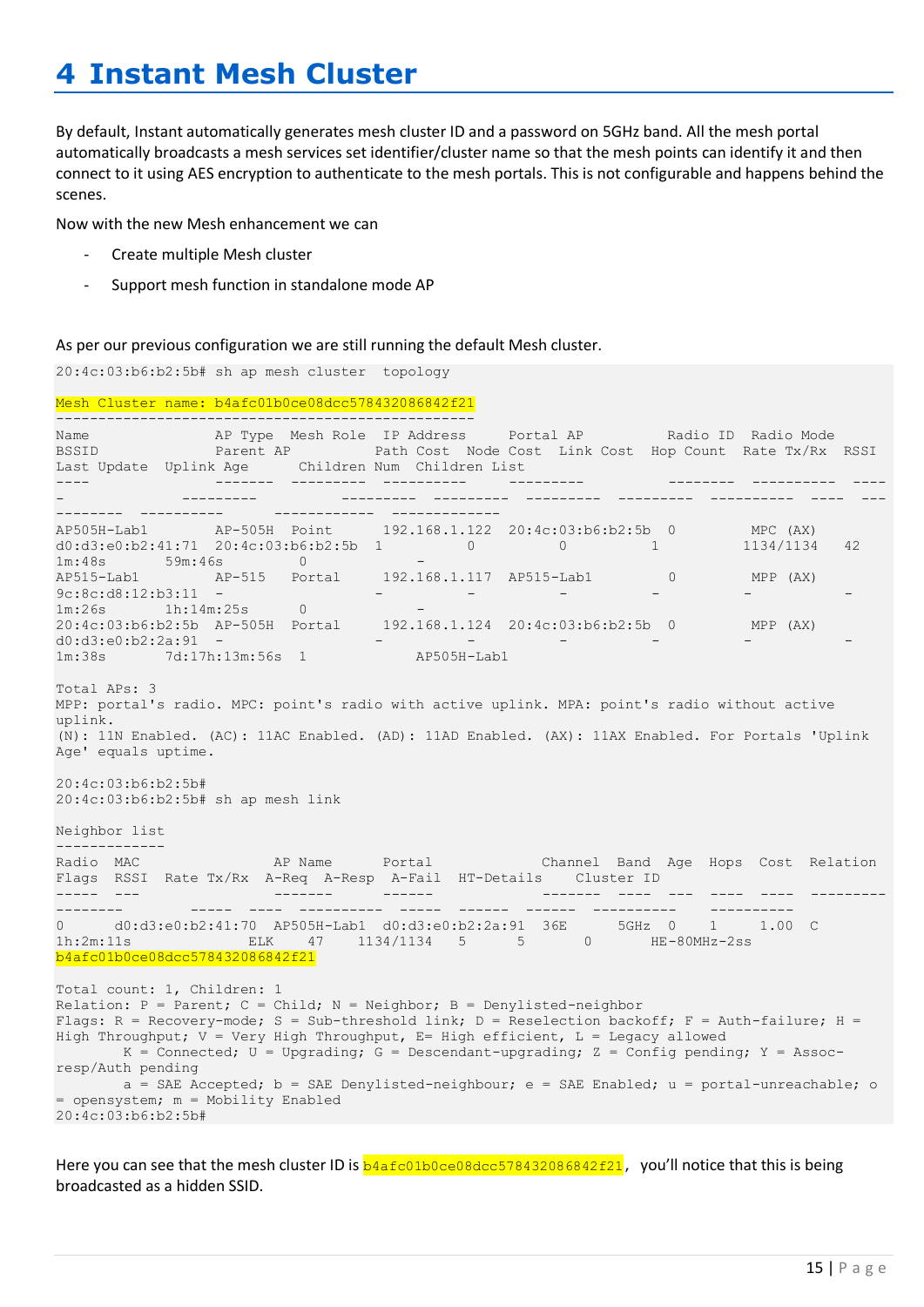# 4 Instant Mesh Cluster

By default, Instant automatically generates mesh cluster ID and a password on 5GHz band. All the mesh portal automatically broadcasts a mesh services set identifier/cluster name so that the mesh points can identify it and then connect to it using AES encryption to authenticate to the mesh portals. This is not configurable and happens behind the scenes.

Now with the new Mesh enhancement we can

- Create multiple Mesh cluster
- Support mesh function in standalone mode AP

As per our previous configuration we are still running the default Mesh cluster.

```
20:4c:03:b6:b2:5b# sh ap mesh cluster  topology

Mesh Cluster name: b4afc01b0ce08dcc578432086842f21
-------------------------------------------------
Name              AP Type  Mesh Role  IP Address     Portal AP         Radio ID  Radio Mode
BSSID             Parent AP          Path Cost  Node Cost  Link Cost  Hop Count  Rate Tx/Rx  RSSI
Last Update  Uplink Age      Children Num  Children List
----              -------  ---------  ----------     ---------         --------  ----------  ----
-        ---------          ---------  ---------  ---------  ---------  ----------  ----  ---
--------  ----------       ------------  -------------
AP505H-Lab1       AP-505H  Point      192.168.1.122  20:4c:03:b6:b2:5b  0         MPC (AX)
d0:d3:e0:b2:41:71  20:4c:03:b6:b2:5b  1         0          0          1         1134/1134   42
1m:48s       59m:46s         0             -
AP515-Lab1        AP-515   Portal     192.168.1.117  AP515-Lab1         0         MPP (AX)
9c:8c:d8:12:b3:11  -                  -         -          -          -         -           -
1m:26s       1h:14m:25s      0             -
20:4c:03:b6:b2:5b  AP-505H  Portal     192.168.1.124  20:4c:03:b6:b2:5b  0         MPP (AX)
d0:d3:e0:b2:2a:91  -                  -         -          -          -         -           -
1m:38s       7d:17h:13m:56s  1             AP505H-Lab1

Total APs: 3
MPP: portal's radio. MPC: point's radio with active uplink. MPA: point's radio without active
uplink.
(N): 11N Enabled. (AC): 11AC Enabled. (AD): 11AD Enabled. (AX): 11AX Enabled. For Portals 'Uplink
Age' equals uptime.

20:4c:03:b6:b2:5b#
20:4c:03:b6:b2:5b# sh ap mesh link

Neighbor list
-------------
Radio  MAC               AP Name      Portal             Channel  Band  Age  Hops  Cost  Relation
Flags  RSSI  Rate Tx/Rx  A-Req  A-Resp  A-Fail  HT-Details    Cluster ID
-----  ---               -------      ------             -------  ----  ---  ----  ----  ---------
--------      -----  ----  ----------  -----  ------  ------  ----------    ----------
0      d0:d3:e0:b2:41:70  AP505H-Lab1  d0:d3:e0:b2:2a:91  36E      5GHz  0    1     1.00  C
1h:2m:11s           ELK    47    1134/1134   5      5       0       HE-80MHz-2ss
b4afc01b0ce08dcc578432086842f21

Total count: 1, Children: 1
Relation: P = Parent; C = Child; N = Neighbor; B = Denylisted-neighbor
Flags: R = Recovery-mode; S = Sub-threshold link; D = Reselection backoff; F = Auth-failure; H =
High Throughput; V = Very High Throughput, E= High efficient, L = Legacy allowed
        K = Connected; U = Upgrading; G = Descendant-upgrading; Z = Config pending; Y = Assoc-
resp/Auth pending
        a = SAE Accepted; b = SAE Denylisted-neighbour; e = SAE Enabled; u = portal-unreachable; o
= opensystem; m = Mobility Enabled
20:4c:03:b6:b2:5b#
```

Here you can see that the mesh cluster ID is `b4afc01b0ce08dcc578432086842f21`, you'll notice that this is being broadcasted as a hidden SSID.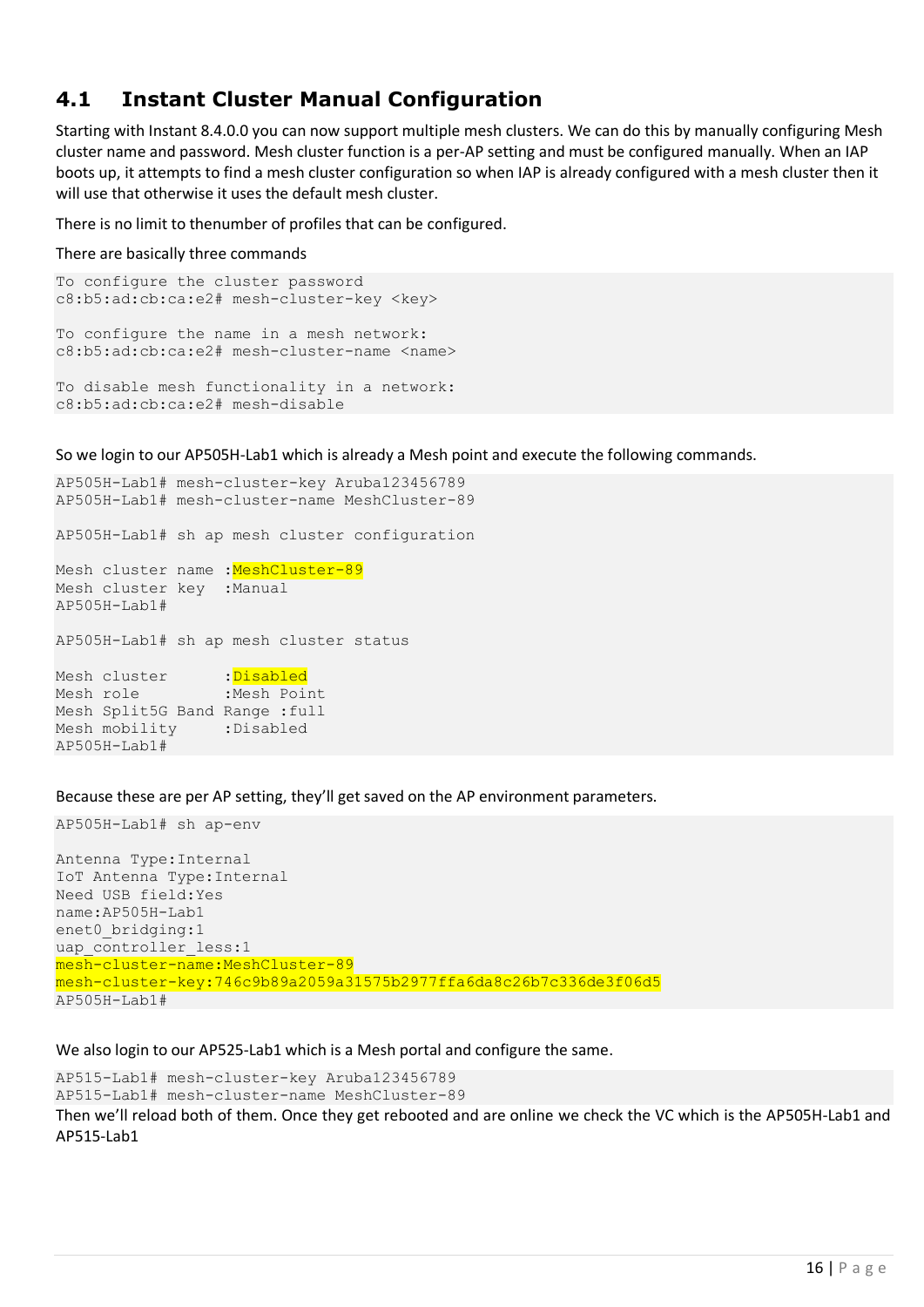## 4.1 Instant Cluster Manual Configuration

Starting with Instant 8.4.0.0 you can now support multiple mesh clusters. We can do this by manually configuring Mesh cluster name and password. Mesh cluster function is a per-AP setting and must be configured manually. When an IAP boots up, it attempts to find a mesh cluster configuration so when IAP is already configured with a mesh cluster then it will use that otherwise it uses the default mesh cluster.

There is no limit to thenumber of profiles that can be configured.

There are basically three commands

```
To configure the cluster password
c8:b5:ad:cb:ca:e2# mesh-cluster-key <key>

To configure the name in a mesh network:
c8:b5:ad:cb:ca:e2# mesh-cluster-name <name>

To disable mesh functionality in a network:
c8:b5:ad:cb:ca:e2# mesh-disable
```

So we login to our AP505H-Lab1 which is already a Mesh point and execute the following commands.

```
AP505H-Lab1# mesh-cluster-key Aruba123456789
AP505H-Lab1# mesh-cluster-name MeshCluster-89

AP505H-Lab1# sh ap mesh cluster configuration

Mesh cluster name :MeshCluster-89
Mesh cluster key  :Manual
AP505H-Lab1#

AP505H-Lab1# sh ap mesh cluster status

Mesh cluster      :Disabled
Mesh role         :Mesh Point
Mesh Split5G Band Range :full
Mesh mobility     :Disabled
AP505H-Lab1#
```

Because these are per AP setting, they'll get saved on the AP environment parameters.

```
AP505H-Lab1# sh ap-env

Antenna Type:Internal
IoT Antenna Type:Internal
Need USB field:Yes
name:AP505H-Lab1
enet0_bridging:1
uap_controller_less:1
mesh-cluster-name:MeshCluster-89
mesh-cluster-key:746c9b89a2059a31575b2977ffa6da8c26b7c336de3f06d5
AP505H-Lab1#
```

We also login to our AP525-Lab1 which is a Mesh portal and configure the same.

```
AP515-Lab1# mesh-cluster-key Aruba123456789
AP515-Lab1# mesh-cluster-name MeshCluster-89
```

Then we'll reload both of them. Once they get rebooted and are online we check the VC which is the AP505H-Lab1 and AP515-Lab1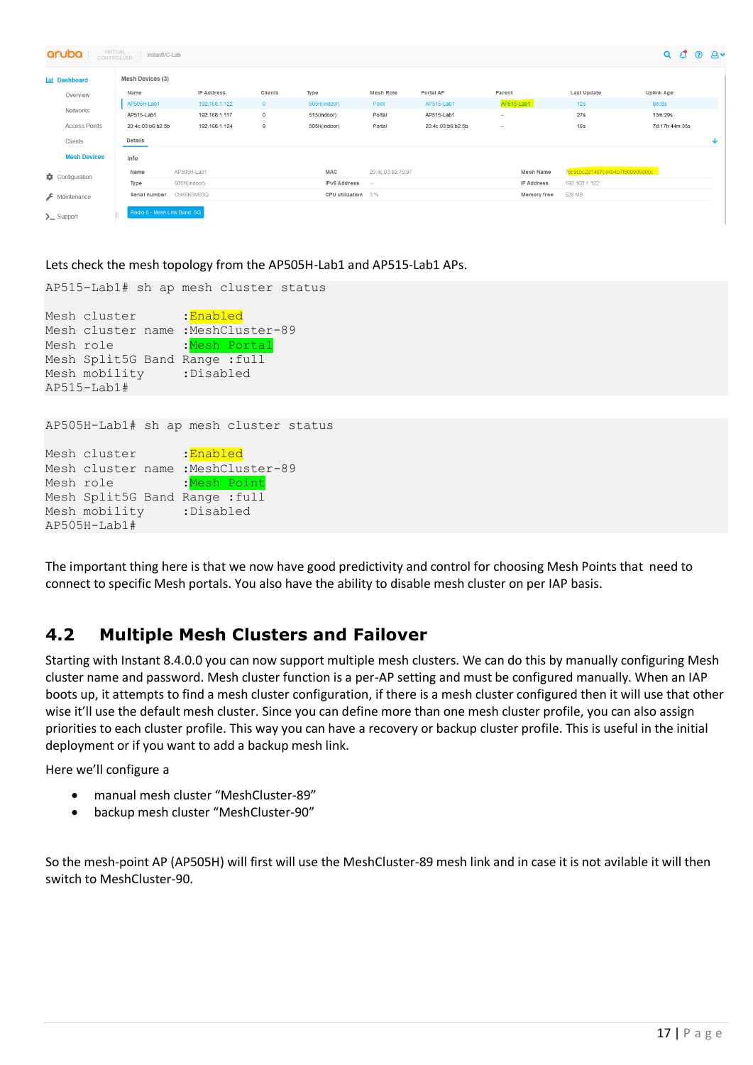Lets check the mesh topology from the AP505H-Lab1 and AP515-Lab1 APs.

```
AP515-Lab1# sh ap mesh cluster status

Mesh cluster        :Enabled
Mesh cluster name   :MeshCluster-89
Mesh role           :Mesh Portal
Mesh Split5G Band Range :full
Mesh mobility       :Disabled
AP515-Lab1#
```

```
AP505H-Lab1# sh ap mesh cluster status

Mesh cluster        :Enabled
Mesh cluster name   :MeshCluster-89
Mesh role           :Mesh Point
Mesh Split5G Band Range :full
Mesh mobility       :Disabled
AP505H-Lab1#
```

The important thing here is that we now have good predictivity and control for choosing Mesh Points that need to connect to specific Mesh portals. You also have the ability to disable mesh cluster on per IAP basis.

## 4.2 Multiple Mesh Clusters and Failover

Starting with Instant 8.4.0.0 you can now support multiple mesh clusters. We can do this by manually configuring Mesh cluster name and password. Mesh cluster function is a per-AP setting and must be configured manually. When an IAP boots up, it attempts to find a mesh cluster configuration, if there is a mesh cluster configured then it will use that other wise it'll use the default mesh cluster. Since you can define more than one mesh cluster profile, you can also assign priorities to each cluster profile. This way you can have a recovery or backup cluster profile. This is useful in the initial deployment or if you want to add a backup mesh link.

Here we'll configure a

- manual mesh cluster "MeshCluster-89"
- backup mesh cluster "MeshCluster-90"

So the mesh-point AP (AP505H) will first will use the MeshCluster-89 mesh link and in case it is not avilable it will then switch to MeshCluster-90.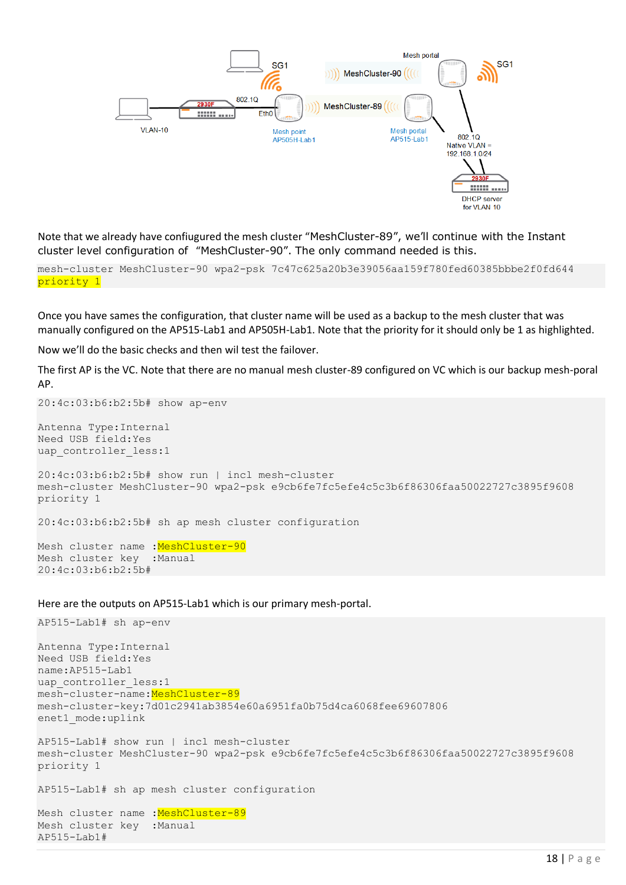Note that we already have configured the mesh cluster “MeshCluster-89”, we’ll continue with the Instant cluster level configuration of “MeshCluster-90”. The only command needed is this.

```
mesh-cluster MeshCluster-90 wpa2-psk 7c47c625a20b3e39056aa159f780fed60385bbbe2f0fd644
priority 1
```

Once you have sames the configuration, that cluster name will be used as a backup to the mesh cluster that was manually configured on the AP515-Lab1 and AP505H-Lab1. Note that the priority for it should only be 1 as highlighted.

Now we’ll do the basic checks and then wil test the failover.

The first AP is the VC. Note that there are no manual mesh cluster-89 configured on VC which is our backup mesh-poral AP.

```
20:4c:03:b6:b2:5b# show ap-env

Antenna Type:Internal
Need USB field:Yes
uap_controller_less:1

20:4c:03:b6:b2:5b# show run | incl mesh-cluster
mesh-cluster MeshCluster-90 wpa2-psk e9cb6fe7fc5efe4c5c3b6f86306faa50022727c3895f9608
priority 1

20:4c:03:b6:b2:5b# sh ap mesh cluster configuration

Mesh cluster name :MeshCluster-90
Mesh cluster key  :Manual
20:4c:03:b6:b2:5b#
```

Here are the outputs on AP515-Lab1 which is our primary mesh-portal.

```
AP515-Lab1# sh ap-env

Antenna Type:Internal
Need USB field:Yes
name:AP515-Lab1
uap_controller_less:1
mesh-cluster-name:MeshCluster-89
mesh-cluster-key:7d01c2941ab3854e60a6951fa0b75d4ca6068fee69607806
enet1_mode:uplink

AP515-Lab1# show run | incl mesh-cluster
mesh-cluster MeshCluster-90 wpa2-psk e9cb6fe7fc5efe4c5c3b6f86306faa50022727c3895f9608
priority 1

AP515-Lab1# sh ap mesh cluster configuration

Mesh cluster name :MeshCluster-89
Mesh cluster key  :Manual
AP515-Lab1#
```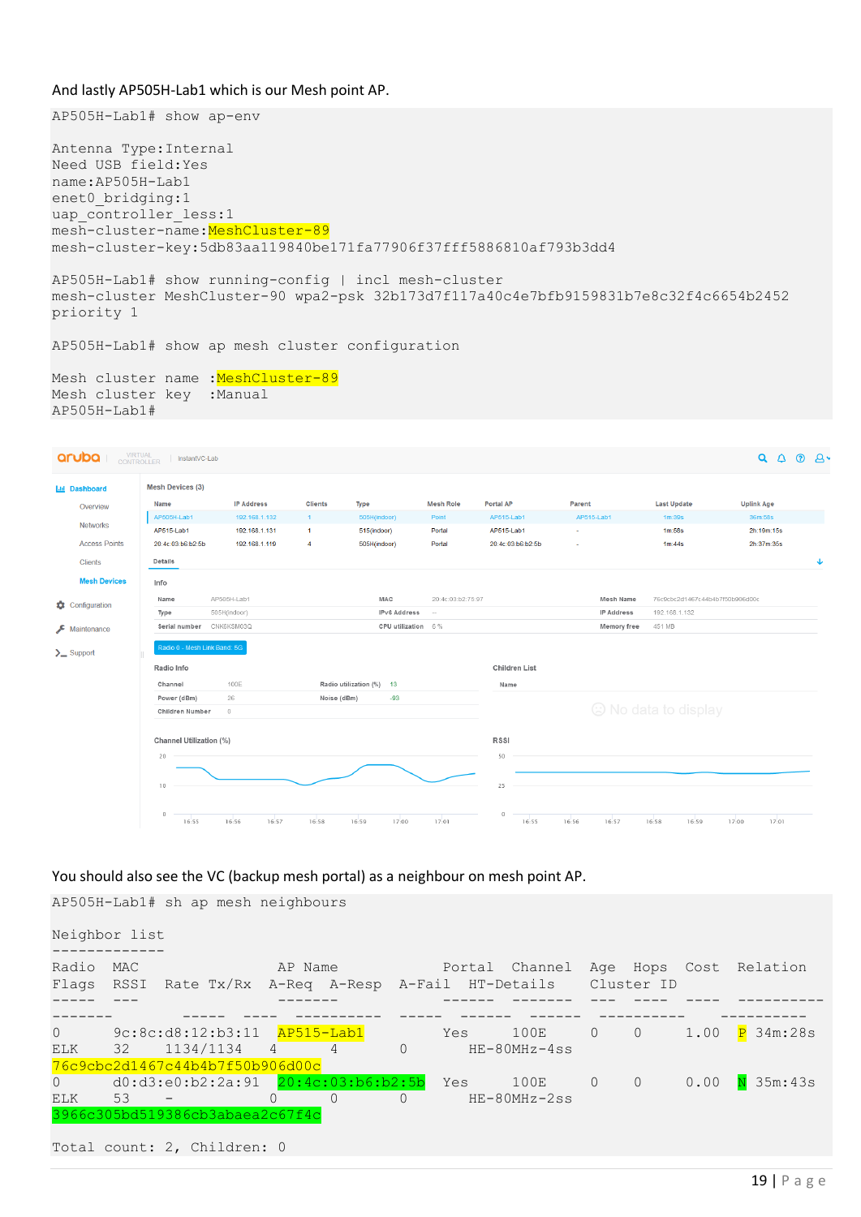And lastly AP505H-Lab1 which is our Mesh point AP.

```
AP505H-Lab1# show ap-env

Antenna Type:Internal
Need USB field:Yes
name:AP505H-Lab1
enet0_bridging:1
uap_controller_less:1
mesh-cluster-name:MeshCluster-89
mesh-cluster-key:5db83aa119840be171fa77906f37fff5886810af793b3dd4

AP505H-Lab1# show running-config | incl mesh-cluster
mesh-cluster MeshCluster-90 wpa2-psk 32b173d7f117a40c4e7bfb9159831b7e8c32f4c6654b2452
priority 1

AP505H-Lab1# show ap mesh cluster configuration

Mesh cluster name :MeshCluster-89
Mesh cluster key  :Manual
AP505H-Lab1#
```

You should also see the VC (backup mesh portal) as a neighbour on mesh point AP.

```
AP505H-Lab1# sh ap mesh neighbours

Neighbor list
-------------
Radio  MAC               AP Name           Portal  Channel   Age  Hops  Cost  Relation
Flags  RSSI  Rate Tx/Rx  A-Req  A-Resp  A-Fail  HT-Details   Cluster ID
-----  ---               -------           ------  -------   ---  ----  ----  ----------
--------       -----  ----  ----------  -----  ------  ------  ----------  ----------
0      9c:8c:d8:12:b3:11  AP515-Lab1       Yes     100E      0    0     1.00  P 34m:28s
ELK    32    1134/1134   4      4       0       HE-80MHz-4ss
76c9cbc2d1467c44b4b7f50b906d00c
0      d0:d3:e0:b2:2a:91  20:4c:03:b6:b2:5b  Yes   100E      0    0     0.00  N 35m:43s
ELK    53    -           0      0       0       HE-80MHz-2ss
3966c305bd519386cb3abaea2c67f4c

Total count: 2, Children: 0
```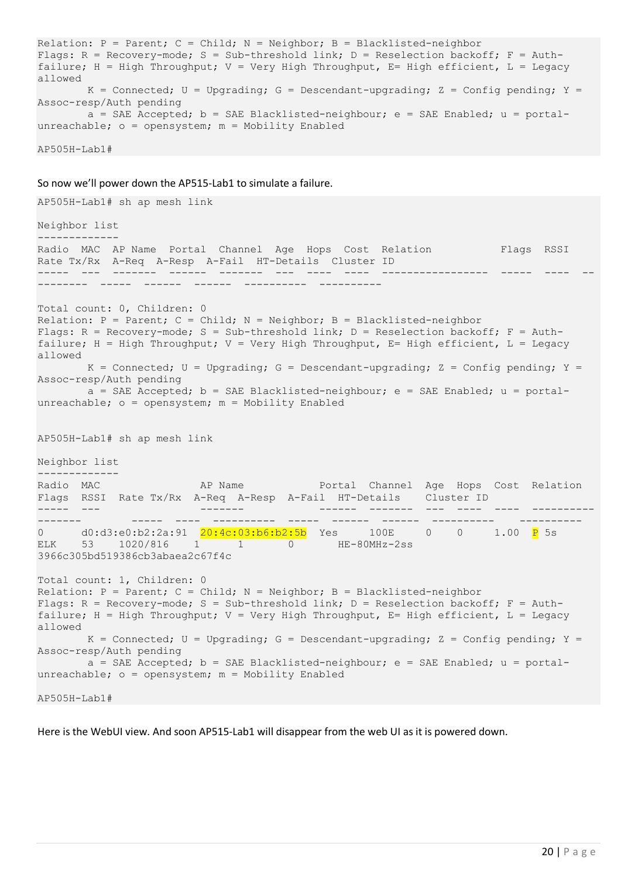```
Relation: P = Parent; C = Child; N = Neighbor; B = Blacklisted-neighbor
Flags: R = Recovery-mode; S = Sub-threshold link; D = Reselection backoff; F = Auth-failure; H = High Throughput; V = Very High Throughput, E= High efficient, L = Legacy allowed
        K = Connected; U = Upgrading; G = Descendant-upgrading; Z = Config pending; Y = Assoc-resp/Auth pending
        a = SAE Accepted; b = SAE Blacklisted-neighbour; e = SAE Enabled; u = portal-unreachable; o = opensystem; m = Mobility Enabled

AP505H-Lab1#
```

So now we'll power down the AP515-Lab1 to simulate a failure.

```
AP505H-Lab1# sh ap mesh link

Neighbor list
-------------
Radio  MAC  AP Name  Portal  Channel  Age  Hops  Cost  Relation          Flags  RSSI  Rate Tx/Rx  A-Req  A-Resp  A-Fail  HT-Details  Cluster ID
-----  ---  -------  ------  -------  ---  ----  ----  ----------------  -----  ----  ----------  -----  ------  ------  ----------  ----------

Total count: 0, Children: 0
Relation: P = Parent; C = Child; N = Neighbor; B = Blacklisted-neighbor
Flags: R = Recovery-mode; S = Sub-threshold link; D = Reselection backoff; F = Auth-failure; H = High Throughput; V = Very High Throughput, E= High efficient, L = Legacy allowed
        K = Connected; U = Upgrading; G = Descendant-upgrading; Z = Config pending; Y = Assoc-resp/Auth pending
        a = SAE Accepted; b = SAE Blacklisted-neighbour; e = SAE Enabled; u = portal-unreachable; o = opensystem; m = Mobility Enabled


AP505H-Lab1# sh ap mesh link

Neighbor list
-------------
Radio  MAC                AP Name            Portal  Channel  Age  Hops  Cost  Relation  Flags  RSSI  Rate Tx/Rx  A-Req  A-Resp  A-Fail  HT-Details    Cluster ID
-----  ---                -------            ------  -------  ---  ----  ----  ----------  -------  -----  ----  ----------  -----  ------  ------  ----------    ----------
0      d0:d3:e0:b2:2a:91  20:4c:03:b6:b2:5b  Yes     100E     0    0     1.00  P 5s  ELK    53    1020/816    1      1       0       HE-80MHz-2ss  3966c305bd519386cb3abaea2c67f4c

Total count: 1, Children: 0
Relation: P = Parent; C = Child; N = Neighbor; B = Blacklisted-neighbor
Flags: R = Recovery-mode; S = Sub-threshold link; D = Reselection backoff; F = Auth-failure; H = High Throughput; V = Very High Throughput, E= High efficient, L = Legacy allowed
        K = Connected; U = Upgrading; G = Descendant-upgrading; Z = Config pending; Y = Assoc-resp/Auth pending
        a = SAE Accepted; b = SAE Blacklisted-neighbour; e = SAE Enabled; u = portal-unreachable; o = opensystem; m = Mobility Enabled

AP505H-Lab1#
```

Here is the WebUI view. And soon AP515-Lab1 will disappear from the web UI as it is powered down.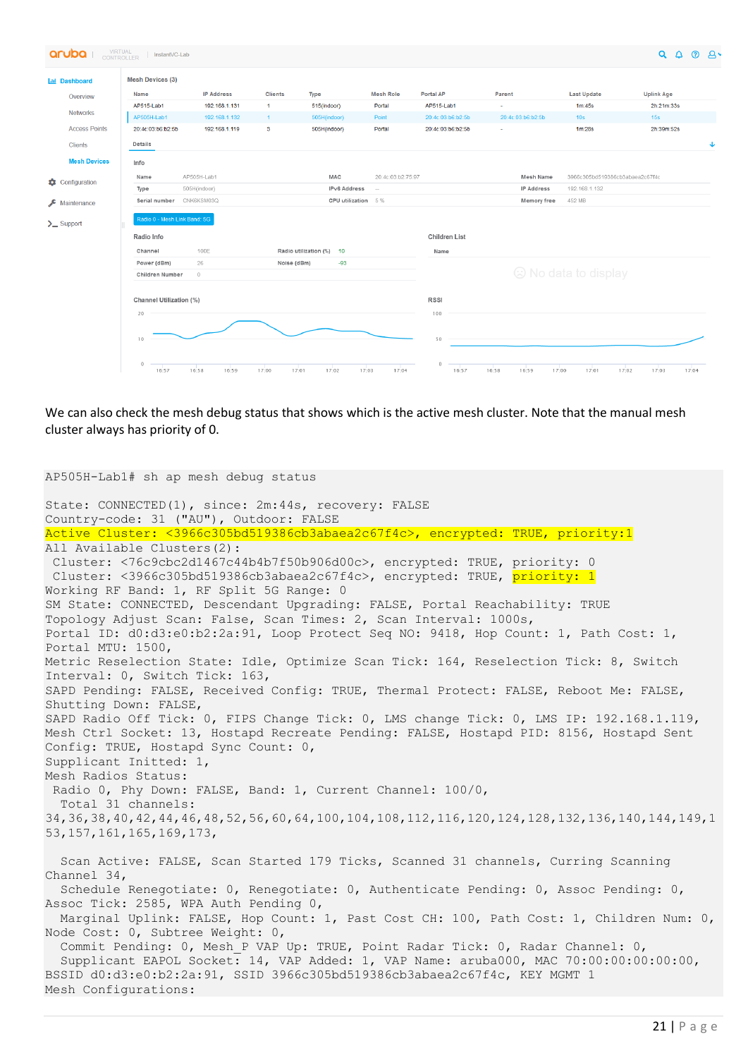We can also check the mesh debug status that shows which is the active mesh cluster. Note that the manual mesh cluster always has priority of 0.

```
AP505H-Lab1# sh ap mesh debug status

State: CONNECTED(1), since: 2m:44s, recovery: FALSE
Country-code: 31 ("AU"), Outdoor: FALSE
Active Cluster: <3966c305bd519386cb3abaea2c67f4c>, encrypted: TRUE, priority:1
All Available Clusters(2):
 Cluster: <76c9cbc2d1467c44b4b7f50b906d00c>, encrypted: TRUE, priority: 0
 Cluster: <3966c305bd519386cb3abaea2c67f4c>, encrypted: TRUE, priority: 1
Working RF Band: 1, RF Split 5G Range: 0
SM State: CONNECTED, Descendant Upgrading: FALSE, Portal Reachability: TRUE
Topology Adjust Scan: False, Scan Times: 2, Scan Interval: 1000s,
Portal ID: d0:d3:e0:b2:2a:91, Loop Protect Seq NO: 9418, Hop Count: 1, Path Cost: 1,
Portal MTU: 1500,
Metric Reselection State: Idle, Optimize Scan Tick: 164, Reselection Tick: 8, Switch
Interval: 0, Switch Tick: 163,
SAPD Pending: FALSE, Received Config: TRUE, Thermal Protect: FALSE, Reboot Me: FALSE,
Shutting Down: FALSE,
SAPD Radio Off Tick: 0, FIPS Change Tick: 0, LMS change Tick: 0, LMS IP: 192.168.1.119,
Mesh Ctrl Socket: 13, Hostapd Recreate Pending: FALSE, Hostapd PID: 8156, Hostapd Sent
Config: TRUE, Hostapd Sync Count: 0,
Supplicant Initted: 1,
Mesh Radios Status:
 Radio 0, Phy Down: FALSE, Band: 1, Current Channel: 100/0,
  Total 31 channels:
34,36,38,40,42,44,46,48,52,56,60,64,100,104,108,112,116,120,124,128,132,136,140,144,149,1
53,157,161,165,169,173,

  Scan Active: FALSE, Scan Started 179 Ticks, Scanned 31 channels, Curring Scanning
Channel 34,
  Schedule Renegotiate: 0, Renegotiate: 0, Authenticate Pending: 0, Assoc Pending: 0,
Assoc Tick: 2585, WPA Auth Pending 0,
  Marginal Uplink: FALSE, Hop Count: 1, Past Cost CH: 100, Path Cost: 1, Children Num: 0,
Node Cost: 0, Subtree Weight: 0,
  Commit Pending: 0, Mesh_P VAP Up: TRUE, Point Radar Tick: 0, Radar Channel: 0,
  Supplicant EAPOL Socket: 14, VAP Added: 1, VAP Name: aruba000, MAC 70:00:00:00:00:00,
BSSID d0:d3:e0:b2:2a:91, SSID 3966c305bd519386cb3abaea2c67f4c, KEY MGMT 1
Mesh Configurations:
```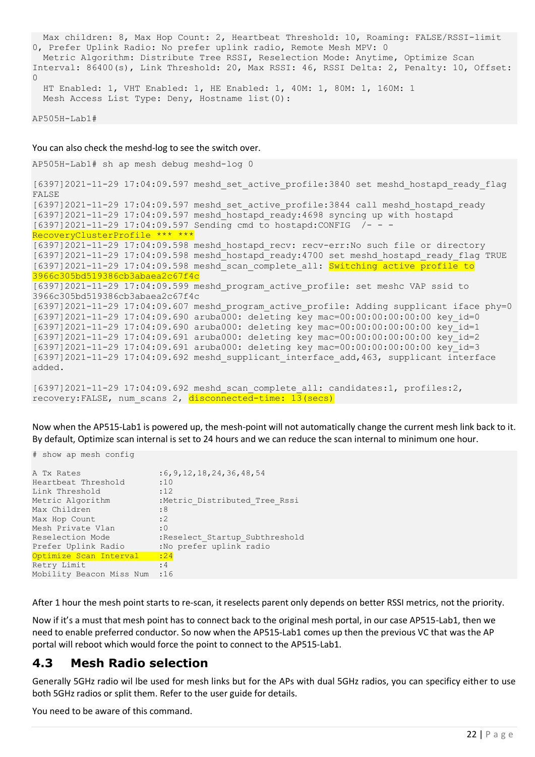```
  Max children: 8, Max Hop Count: 2, Heartbeat Threshold: 10, Roaming: FALSE/RSSI-limit 
0, Prefer Uplink Radio: No prefer uplink radio, Remote Mesh MPV: 0
  Metric Algorithm: Distribute Tree RSSI, Reselection Mode: Anytime, Optimize Scan 
Interval: 86400(s), Link Threshold: 20, Max RSSI: 46, RSSI Delta: 2, Penalty: 10, Offset: 
0
  HT Enabled: 1, VHT Enabled: 1, HE Enabled: 1, 40M: 1, 80M: 1, 160M: 1
  Mesh Access List Type: Deny, Hostname list(0):

AP505H-Lab1#
```

You can also check the meshd-log to see the switch over.

```
AP505H-Lab1# sh ap mesh debug meshd-log 0

[6397]2021-11-29 17:04:09.597 meshd_set_active_profile:3840 set meshd_hostapd_ready_flag 
FALSE
[6397]2021-11-29 17:04:09.597 meshd_set_active_profile:3844 call meshd_hostapd_ready
[6397]2021-11-29 17:04:09.597 meshd_hostapd_ready:4698 syncing up with hostapd
[6397]2021-11-29 17:04:09.597 Sending cmd to hostapd:CONFIG  /- - -
RecoveryClusterProfile *** ***
[6397]2021-11-29 17:04:09.598 meshd_hostapd_recv: recv-err:No such file or directory
[6397]2021-11-29 17:04:09.598 meshd_hostapd_ready:4700 set meshd_hostapd_ready_flag TRUE
[6397]2021-11-29 17:04:09.598 meshd_scan_complete_all: Switching active profile to 
3966c305bd519386cb3abaea2c67f4c
[6397]2021-11-29 17:04:09.599 meshd_program_active_profile: set meshc VAP ssid to 
3966c305bd519386cb3abaea2c67f4c
[6397]2021-11-29 17:04:09.607 meshd_program_active_profile: Adding supplicant iface phy=0
[6397]2021-11-29 17:04:09.690 aruba000: deleting key mac=00:00:00:00:00:00 key_id=0
[6397]2021-11-29 17:04:09.690 aruba000: deleting key mac=00:00:00:00:00:00 key_id=1
[6397]2021-11-29 17:04:09.691 aruba000: deleting key mac=00:00:00:00:00:00 key_id=2
[6397]2021-11-29 17:04:09.691 aruba000: deleting key mac=00:00:00:00:00:00 key_id=3
[6397]2021-11-29 17:04:09.692 meshd_supplicant_interface_add,463, supplicant interface 
added.

[6397]2021-11-29 17:04:09.692 meshd_scan_complete_all: candidates:1, profiles:2, 
recovery:FALSE, num_scans 2, disconnected-time: 13(secs)
```

Now when the AP515-Lab1 is powered up, the mesh-point will not automatically change the current mesh link back to it. By default, Optimize scan internal is set to 24 hours and we can reduce the scan internal to minimum one hour.

```
# show ap mesh config

A Tx Rates                :6,9,12,18,24,36,48,54
Heartbeat Threshold       :10
Link Threshold            :12
Metric Algorithm          :Metric_Distributed_Tree_Rssi
Max Children              :8
Max Hop Count             :2
Mesh Private Vlan         :0
Reselection Mode          :Reselect_Startup_Subthreshold
Prefer Uplink Radio       :No prefer uplink radio
Optimize Scan Interval    :24
Retry Limit               :4
Mobility Beacon Miss Num  :16
```

After 1 hour the mesh point starts to re-scan, it reselects parent only depends on better RSSI metrics, not the priority.

Now if it's a must that mesh point has to connect back to the original mesh portal, in our case AP515-Lab1, then we need to enable preferred conductor. So now when the AP515-Lab1 comes up then the previous VC that was the AP portal will reboot which would force the point to connect to the AP515-Lab1.

## 4.3 Mesh Radio selection

Generally 5GHz radio wil lbe used for mesh links but for the APs with dual 5GHz radios, you can specificy either to use both 5GHz radios or split them. Refer to the user guide for details.

You need to be aware of this command.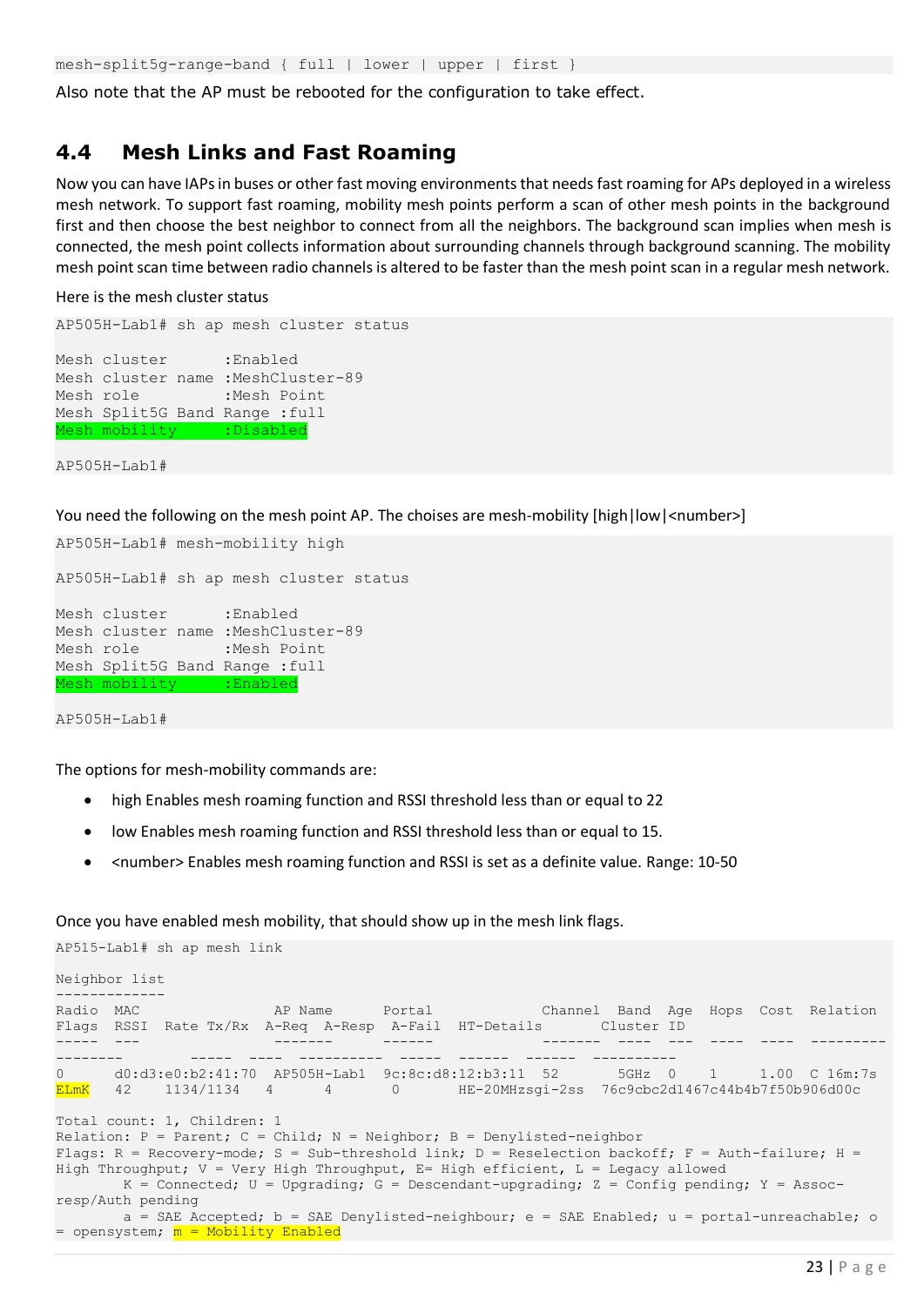```
mesh-split5g-range-band { full | lower | upper | first }
```

Also note that the AP must be rebooted for the configuration to take effect.

## 4.4 Mesh Links and Fast Roaming

Now you can have IAPs in buses or other fast moving environments that needs fast roaming for APs deployed in a wireless mesh network. To support fast roaming, mobility mesh points perform a scan of other mesh points in the background first and then choose the best neighbor to connect from all the neighbors. The background scan implies when mesh is connected, the mesh point collects information about surrounding channels through background scanning. The mobility mesh point scan time between radio channels is altered to be faster than the mesh point scan in a regular mesh network.

Here is the mesh cluster status

```
AP505H-Lab1# sh ap mesh cluster status

Mesh cluster      :Enabled
Mesh cluster name :MeshCluster-89
Mesh role         :Mesh Point
Mesh Split5G Band Range :full
Mesh mobility     :Disabled

AP505H-Lab1#
```

You need the following on the mesh point AP. The choises are mesh-mobility [high|low|<number>]

```
AP505H-Lab1# mesh-mobility high

AP505H-Lab1# sh ap mesh cluster status

Mesh cluster      :Enabled
Mesh cluster name :MeshCluster-89
Mesh role         :Mesh Point
Mesh Split5G Band Range :full
Mesh mobility     :Enabled

AP505H-Lab1#
```

The options for mesh-mobility commands are:

- high Enables mesh roaming function and RSSI threshold less than or equal to 22
- low Enables mesh roaming function and RSSI threshold less than or equal to 15.
- <number> Enables mesh roaming function and RSSI is set as a definite value. Range: 10-50

Once you have enabled mesh mobility, that should show up in the mesh link flags.

```
AP515-Lab1# sh ap mesh link

Neighbor list
-------------
Radio  MAC                AP Name      Portal             Channel  Band  Age  Hops  Cost  Relation
Flags  RSSI  Rate Tx/Rx  A-Req  A-Resp  A-Fail  HT-Details       Cluster ID
-----  ---               -------      ------             -------  ----  ---  ----  ----  ---------
--------        -----  ----  ----------  -----  ------  ------  ----------
0      d0:d3:e0:b2:41:70  AP505H-Lab1  9c:8c:d8:12:b3:11  52       5GHz  0    1     1.00  C 16m:7s
ELmK   42    1134/1134   4      4       0       HE-20MHzsgi-2ss  76c9cbc2d1467c44b4b7f50b906d00c

Total count: 1, Children: 1
Relation: P = Parent; C = Child; N = Neighbor; B = Denylisted-neighbor
Flags: R = Recovery-mode; S = Sub-threshold link; D = Reselection backoff; F = Auth-failure; H =
High Throughput; V = Very High Throughput, E= High efficient, L = Legacy allowed
        K = Connected; U = Upgrading; G = Descendant-upgrading; Z = Config pending; Y = Assoc-
resp/Auth pending
        a = SAE Accepted; b = SAE Denylisted-neighbour; e = SAE Enabled; u = portal-unreachable; o
= opensystem; m = Mobility Enabled
```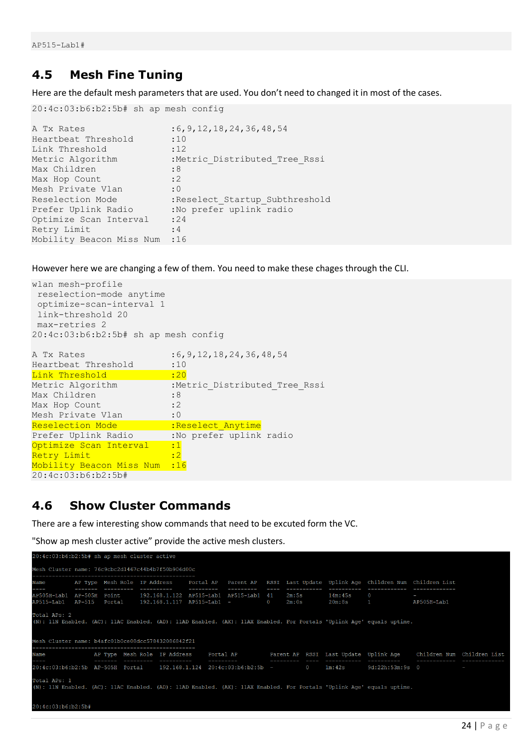```
AP515-Lab1#
```

## 4.5 Mesh Fine Tuning

Here are the default mesh parameters that are used. You don't need to changed it in most of the cases.

```
20:4c:03:b6:b2:5b# sh ap mesh config

A Tx Rates                :6,9,12,18,24,36,48,54
Heartbeat Threshold       :10
Link Threshold            :12
Metric Algorithm          :Metric_Distributed_Tree_Rssi
Max Children              :8
Max Hop Count             :2
Mesh Private Vlan         :0
Reselection Mode          :Reselect_Startup_Subthreshold
Prefer Uplink Radio       :No prefer uplink radio
Optimize Scan Interval    :24
Retry Limit               :4
Mobility Beacon Miss Num  :16
```

However here we are changing a few of them. You need to make these chages through the CLI.

```
wlan mesh-profile
 reselection-mode anytime
 optimize-scan-interval 1
 link-threshold 20
 max-retries 2
20:4c:03:b6:b2:5b# sh ap mesh config

A Tx Rates                :6,9,12,18,24,36,48,54
Heartbeat Threshold       :10
Link Threshold            :20
Metric Algorithm          :Metric_Distributed_Tree_Rssi
Max Children              :8
Max Hop Count             :2
Mesh Private Vlan         :0
Reselection Mode          :Reselect_Anytime
Prefer Uplink Radio       :No prefer uplink radio
Optimize Scan Interval    :1
Retry Limit               :2
Mobility Beacon Miss Num  :16
20:4c:03:b6:b2:5b#
```

## 4.6 Show Cluster Commands

There are a few interesting show commands that need to be excuted form the VC.

"Show ap mesh cluster active" provide the active mesh clusters.

```
20:4c:03:b6:b2:5b# sh ap mesh cluster active

Mesh Cluster name: 76c9cbc2d1467c44b4b7f50b906d00c
--------------------------------------------------
Name         AP Type  Mesh Role  IP Address     Portal AP   Parent AP   RSSI  Last Update  Uplink Age  Children Num  Children List
----         -------  ---------  ----------     ---------   ---------   ----  -----------  ----------  ------------  -------------
AP505H-Lab1  AP-505H  Point      192.168.1.122  AP515-Lab1  AP515-Lab1  41    2m:5s        14m:45s     0             -
AP515-Lab1   AP-515   Portal     192.168.1.117  AP515-Lab1  -           0     2m:0s        20m:8s      1             AP505H-Lab1

Total APs: 2
(N): 11N Enabled. (AC): 11AC Enabled. (AD): 11AD Enabled. (AX): 11AX Enabled. For Portals 'Uplink Age' equals uptime.


Mesh Cluster name: b4afc01b0ce08dcc578432086842f21
--------------------------------------------------
Name               AP Type  Mesh Role  IP Address     Portal AP          Parent AP  RSSI  Last Update  Uplink Age    Children Num  Children List
----               -------  ---------  ----------     ---------          ---------  ----  -----------  ----------    ------------  -------------
20:4c:03:b6:b2:5b  AP-505H  Portal     192.168.1.124  20:4c:03:b6:b2:5b  -          0     1m:42s       9d:22h:53m:9s 0             -

Total APs: 1
(N): 11N Enabled. (AC): 11AC Enabled. (AD): 11AD Enabled. (AX): 11AX Enabled. For Portals 'Uplink Age' equals uptime.


20:4c:03:b6:b2:5b#
```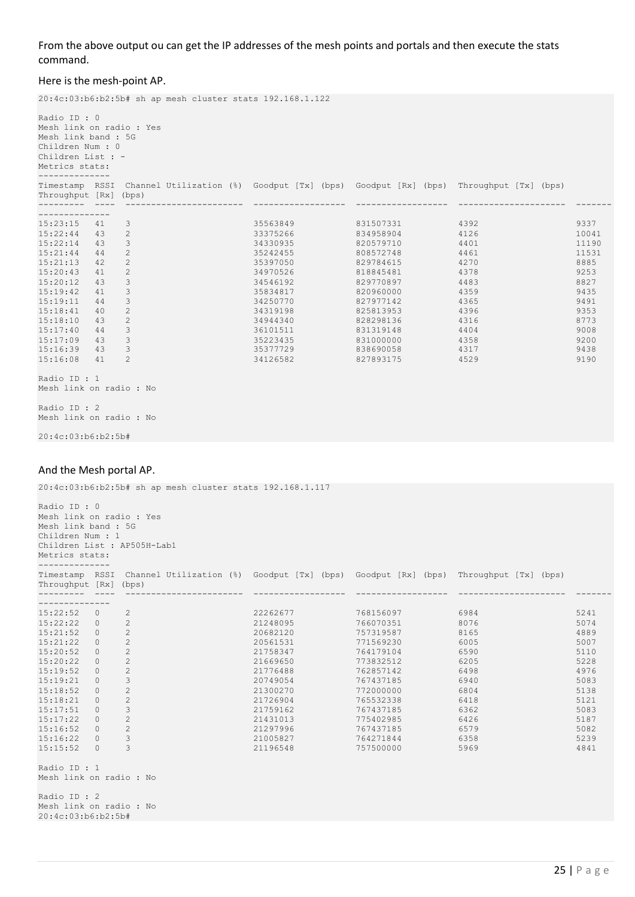From the above output ou can get the IP addresses of the mesh points and portals and then execute the stats command.

Here is the mesh-point AP.

```
20:4c:03:b6:b2:5b# sh ap mesh cluster stats 192.168.1.122

Radio ID : 0
Mesh link on radio : Yes
Mesh link band : 5G
Children Num : 0
Children List : -
Metrics stats:
--------------
Timestamp  RSSI  Channel Utilization (%)  Goodput [Tx] (bps)  Goodput [Rx] (bps)  Throughput [Tx] (bps)
Throughput [Rx] (bps)
---------  ----  -----------------------  ------------------  ------------------  ---------------------  -------
--------------
15:23:15   41    3                        35563849            831507331           4392                   9337
15:22:44   43    2                        33375266            834958904           4126                   10041
15:22:14   43    3                        34330935            820579710           4401                   11190
15:21:44   44    2                        35242455            808572748           4461                   11531
15:21:13   42    2                        35397050            829784615           4270                   8885
15:20:43   41    2                        34970526            818845481           4378                   9253
15:20:12   43    3                        34546192            829770897           4483                   8827
15:19:42   41    3                        35834817            820960000           4359                   9435
15:19:11   44    3                        34250770            827977142           4365                   9491
15:18:41   40    2                        34319198            825813953           4396                   9353
15:18:10   43    2                        34944340            828298136           4316                   8773
15:17:40   44    3                        36101511            831319148           4404                   9008
15:17:09   43    3                        35223435            831000000           4358                   9200
15:16:39   43    3                        35377729            838690058           4317                   9438
15:16:08   41    2                        34126582            827893175           4529                   9190

Radio ID : 1
Mesh link on radio : No

Radio ID : 2
Mesh link on radio : No

20:4c:03:b6:b2:5b#
```

And the Mesh portal AP.

```
20:4c:03:b6:b2:5b# sh ap mesh cluster stats 192.168.1.117

Radio ID : 0
Mesh link on radio : Yes
Mesh link band : 5G
Children Num : 1
Children List : AP505H-Lab1
Metrics stats:
--------------
Timestamp  RSSI  Channel Utilization (%)  Goodput [Tx] (bps)  Goodput [Rx] (bps)  Throughput [Tx] (bps)
Throughput [Rx] (bps)
---------  ----  -----------------------  ------------------  ------------------  ---------------------  -------
--------------
15:22:52   0     2                        22262677            768156097           6984                   5241
15:22:22   0     2                        21248095            766070351           8076                   5074
15:21:52   0     2                        20682120            757319587           8165                   4889
15:21:22   0     2                        20561531            771569230           6005                   5007
15:20:52   0     2                        21758347            764179104           6590                   5110
15:20:22   0     2                        21669650            773832512           6205                   5228
15:19:52   0     2                        21776488            762857142           6498                   4976
15:19:21   0     3                        20749054            767437185           6940                   5083
15:18:52   0     2                        21300270            772000000           6804                   5138
15:18:21   0     2                        21726904            765532338           6418                   5121
15:17:51   0     3                        21759162            767437185           6362                   5083
15:17:22   0     2                        21431013            775402985           6426                   5187
15:16:52   0     2                        21297996            767437185           6579                   5082
15:16:22   0     3                        21005827            764271844           6358                   5239
15:15:52   0     3                        21196548            757500000           5969                   4841

Radio ID : 1
Mesh link on radio : No

Radio ID : 2
Mesh link on radio : No
20:4c:03:b6:b2:5b#
```